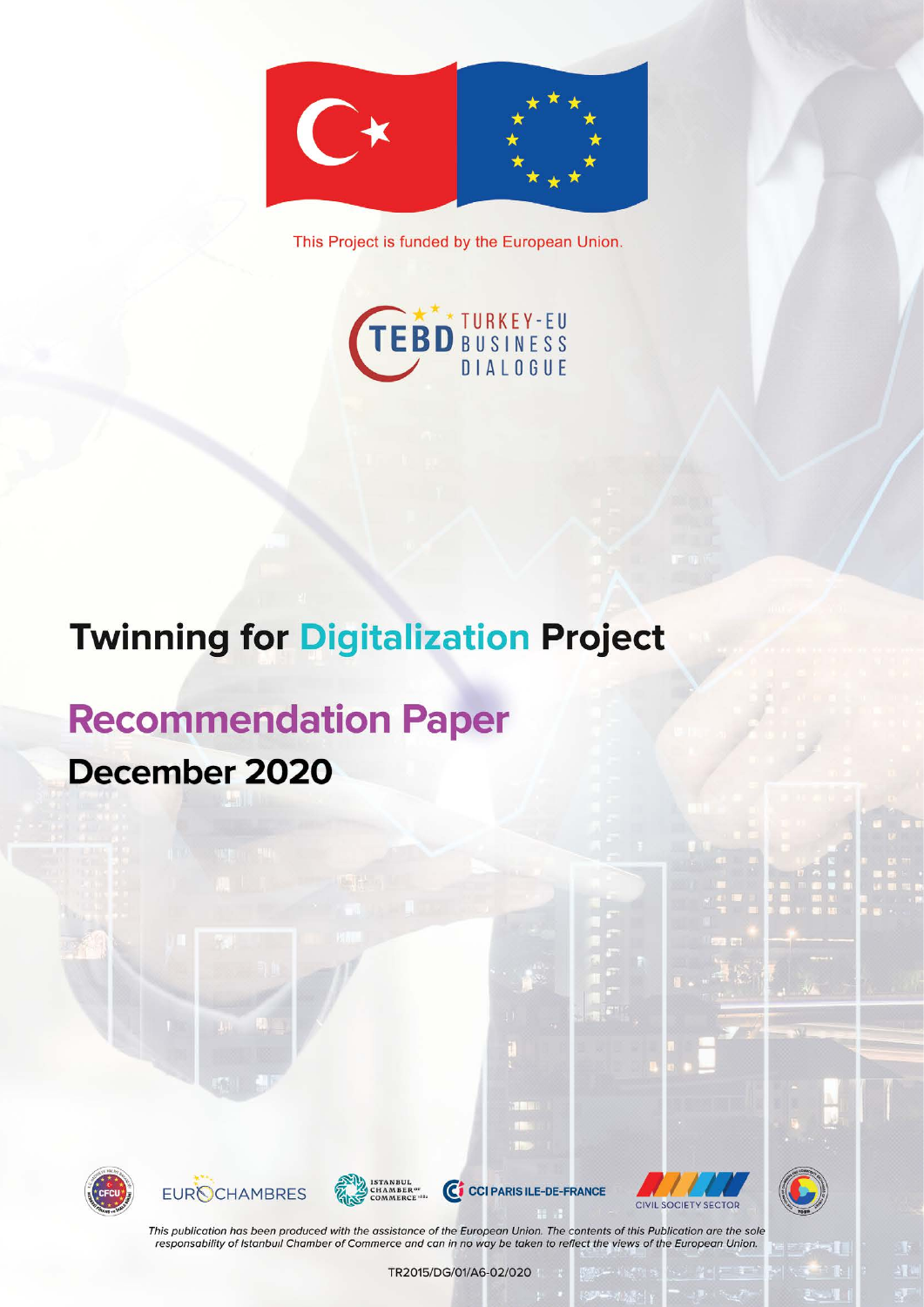This Project is funded by the European Union.

TEBD TURKEY-EU BUSINESS DIALOGUE

# Twinning for Digitalization Project

## Recommendation Paper

### December 2020

CFCU EUROCHAMBRES ISTANBUL CHAMBER OF COMMERCE CCI PARIS ILE-DE-FRANCE CIVIL SOCIETY SECTOR

*This publication has been produced with the assistance of the European Union. The contents of this Publication are the sole responsability of Istanbul Chamber of Commerce and can in no way be taken to reflect the views of the European Union.*

TR2015/DG/01/A6-02/020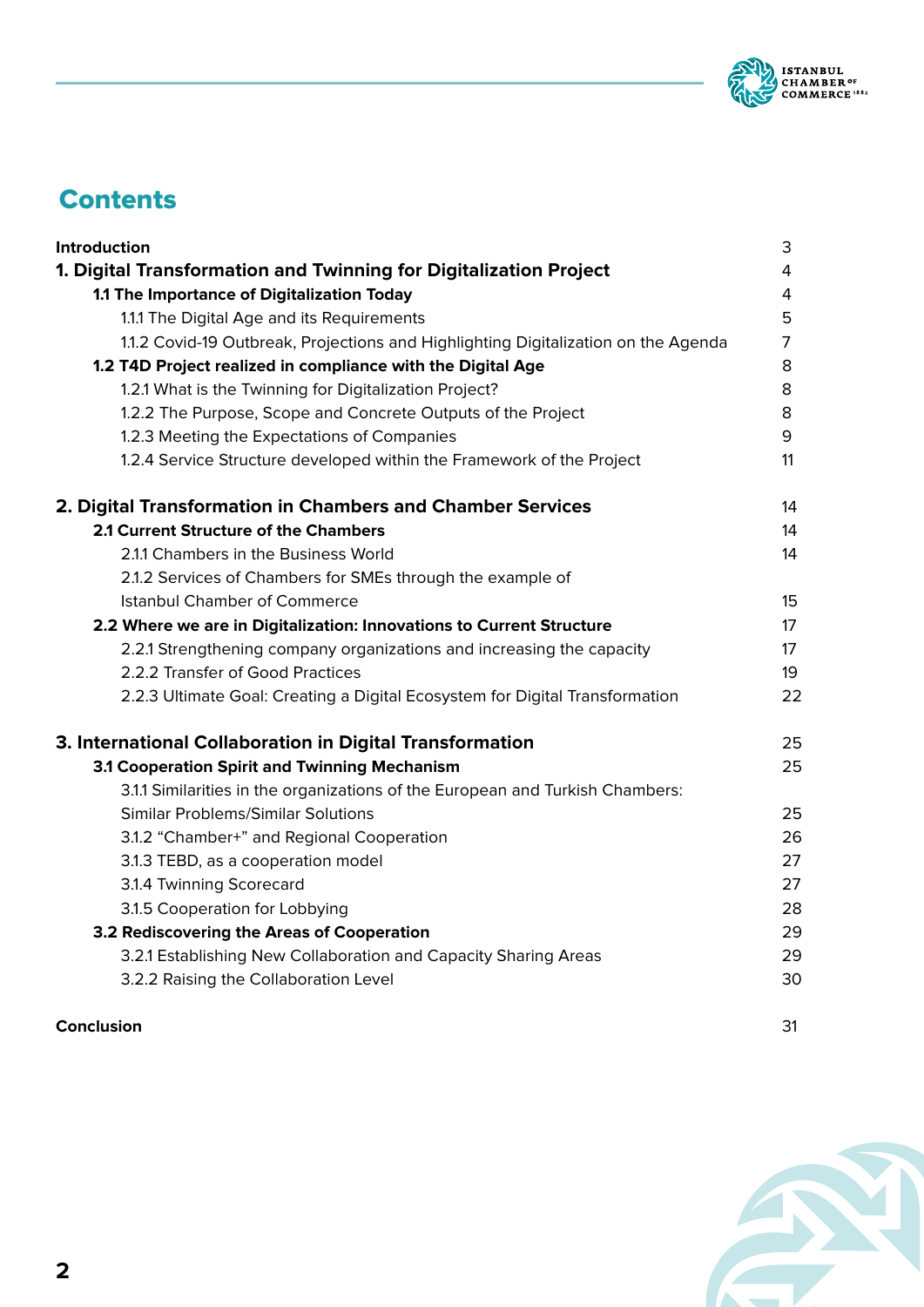# Contents

| | |
|---|---|
| **Introduction** | 3 |
| **1. Digital Transformation and Twinning for Digitalization Project** | 4 |
| **1.1 The Importance of Digitalization Today** | 4 |
| 1.1.1 The Digital Age and its Requirements | 5 |
| 1.1.2 Covid-19 Outbreak, Projections and Highlighting Digitalization on the Agenda | 7 |
| **1.2 T4D Project realized in compliance with the Digital Age** | 8 |
| 1.2.1 What is the Twinning for Digitalization Project? | 8 |
| 1.2.2 The Purpose, Scope and Concrete Outputs of the Project | 8 |
| 1.2.3 Meeting the Expectations of Companies | 9 |
| 1.2.4 Service Structure developed within the Framework of the Project | 11 |
| **2. Digital Transformation in Chambers and Chamber Services** | 14 |
| **2.1 Current Structure of the Chambers** | 14 |
| 2.1.1 Chambers in the Business World | 14 |
| 2.1.2 Services of Chambers for SMEs through the example of Istanbul Chamber of Commerce | 15 |
| **2.2 Where we are in Digitalization: Innovations to Current Structure** | 17 |
| 2.2.1 Strengthening company organizations and increasing the capacity | 17 |
| 2.2.2 Transfer of Good Practices | 19 |
| 2.2.3 Ultimate Goal: Creating a Digital Ecosystem for Digital Transformation | 22 |
| **3. International Collaboration in Digital Transformation** | 25 |
| **3.1 Cooperation Spirit and Twinning Mechanism** | 25 |
| 3.1.1 Similarities in the organizations of the European and Turkish Chambers: Similar Problems/Similar Solutions | 25 |
| 3.1.2 "Chamber+" and Regional Cooperation | 26 |
| 3.1.3 TEBD, as a cooperation model | 27 |
| 3.1.4 Twinning Scorecard | 27 |
| 3.1.5 Cooperation for Lobbying | 28 |
| **3.2 Rediscovering the Areas of Cooperation** | 29 |
| 3.2.1 Establishing New Collaboration and Capacity Sharing Areas | 29 |
| 3.2.2 Raising the Collaboration Level | 30 |
| **Conclusion** | 31 |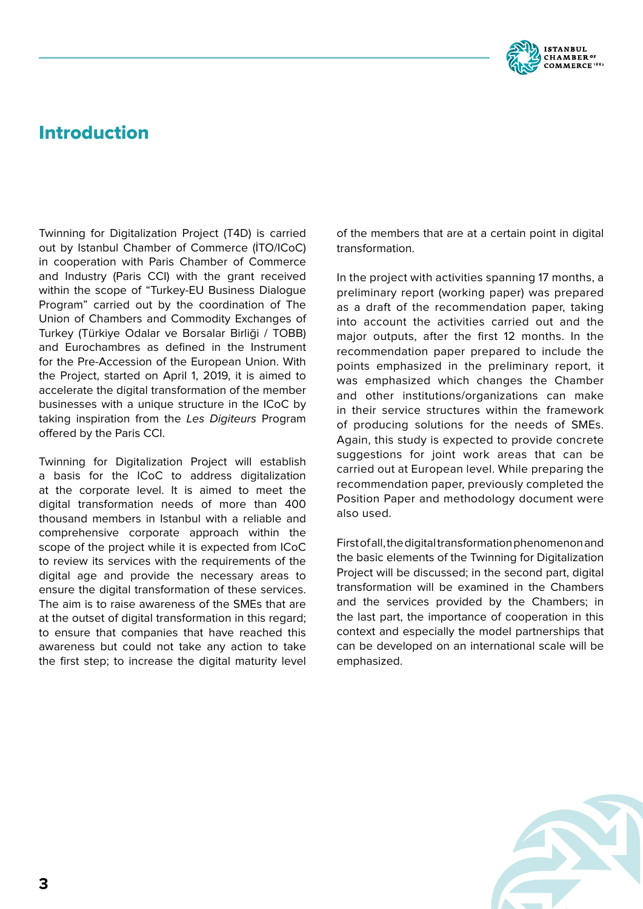# Introduction

Twinning for Digitalization Project (T4D) is carried out by Istanbul Chamber of Commerce (İTO/ICoC) in cooperation with Paris Chamber of Commerce and Industry (Paris CCI) with the grant received within the scope of "Turkey-EU Business Dialogue Program" carried out by the coordination of The Union of Chambers and Commodity Exchanges of Turkey (Türkiye Odalar ve Borsalar Birliği / TOBB) and Eurochambres as defined in the Instrument for the Pre-Accession of the European Union. With the Project, started on April 1, 2019, it is aimed to accelerate the digital transformation of the member businesses with a unique structure in the ICoC by taking inspiration from the *Les Digiteurs* Program offered by the Paris CCI.

Twinning for Digitalization Project will establish a basis for the ICoC to address digitalization at the corporate level. It is aimed to meet the digital transformation needs of more than 400 thousand members in Istanbul with a reliable and comprehensive corporate approach within the scope of the project while it is expected from ICoC to review its services with the requirements of the digital age and provide the necessary areas to ensure the digital transformation of these services. The aim is to raise awareness of the SMEs that are at the outset of digital transformation in this regard; to ensure that companies that have reached this awareness but could not take any action to take the first step; to increase the digital maturity level of the members that are at a certain point in digital transformation.

In the project with activities spanning 17 months, a preliminary report (working paper) was prepared as a draft of the recommendation paper, taking into account the activities carried out and the major outputs, after the first 12 months. In the recommendation paper prepared to include the points emphasized in the preliminary report, it was emphasized which changes the Chamber and other institutions/organizations can make in their service structures within the framework of producing solutions for the needs of SMEs. Again, this study is expected to provide concrete suggestions for joint work areas that can be carried out at European level. While preparing the recommendation paper, previously completed the Position Paper and methodology document were also used.

First of all, the digital transformation phenomenon and the basic elements of the Twinning for Digitalization Project will be discussed; in the second part, digital transformation will be examined in the Chambers and the services provided by the Chambers; in the last part, the importance of cooperation in this context and especially the model partnerships that can be developed on an international scale will be emphasized.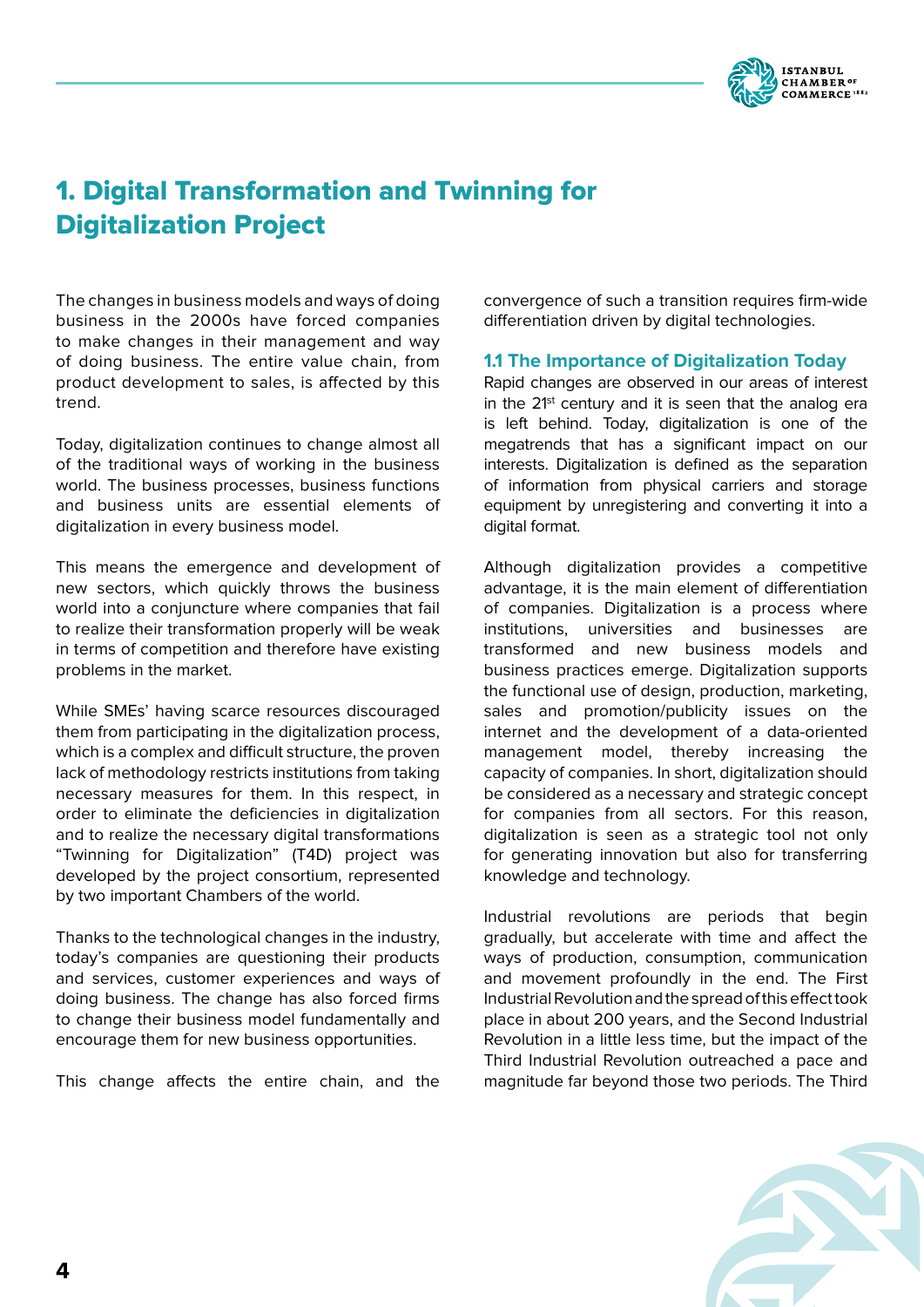# 1. Digital Transformation and Twinning for Digitalization Project

The changes in business models and ways of doing business in the 2000s have forced companies to make changes in their management and way of doing business. The entire value chain, from product development to sales, is affected by this trend.

Today, digitalization continues to change almost all of the traditional ways of working in the business world. The business processes, business functions and business units are essential elements of digitalization in every business model.

This means the emergence and development of new sectors, which quickly throws the business world into a conjuncture where companies that fail to realize their transformation properly will be weak in terms of competition and therefore have existing problems in the market.

While SMEs' having scarce resources discouraged them from participating in the digitalization process, which is a complex and difficult structure, the proven lack of methodology restricts institutions from taking necessary measures for them. In this respect, in order to eliminate the deficiencies in digitalization and to realize the necessary digital transformations "Twinning for Digitalization" (T4D) project was developed by the project consortium, represented by two important Chambers of the world.

Thanks to the technological changes in the industry, today's companies are questioning their products and services, customer experiences and ways of doing business. The change has also forced firms to change their business model fundamentally and encourage them for new business opportunities.

This change affects the entire chain, and the convergence of such a transition requires firm-wide differentiation driven by digital technologies.

## 1.1 The Importance of Digitalization Today

Rapid changes are observed in our areas of interest in the 21st century and it is seen that the analog era is left behind. Today, digitalization is one of the megatrends that has a significant impact on our interests. Digitalization is defined as the separation of information from physical carriers and storage equipment by unregistering and converting it into a digital format.

Although digitalization provides a competitive advantage, it is the main element of differentiation of companies. Digitalization is a process where institutions, universities and businesses are transformed and new business models and business practices emerge. Digitalization supports the functional use of design, production, marketing, sales and promotion/publicity issues on the internet and the development of a data-oriented management model, thereby increasing the capacity of companies. In short, digitalization should be considered as a necessary and strategic concept for companies from all sectors. For this reason, digitalization is seen as a strategic tool not only for generating innovation but also for transferring knowledge and technology.

Industrial revolutions are periods that begin gradually, but accelerate with time and affect the ways of production, consumption, communication and movement profoundly in the end. The First Industrial Revolution and the spread of this effect took place in about 200 years, and the Second Industrial Revolution in a little less time, but the impact of the Third Industrial Revolution outreached a pace and magnitude far beyond those two periods. The Third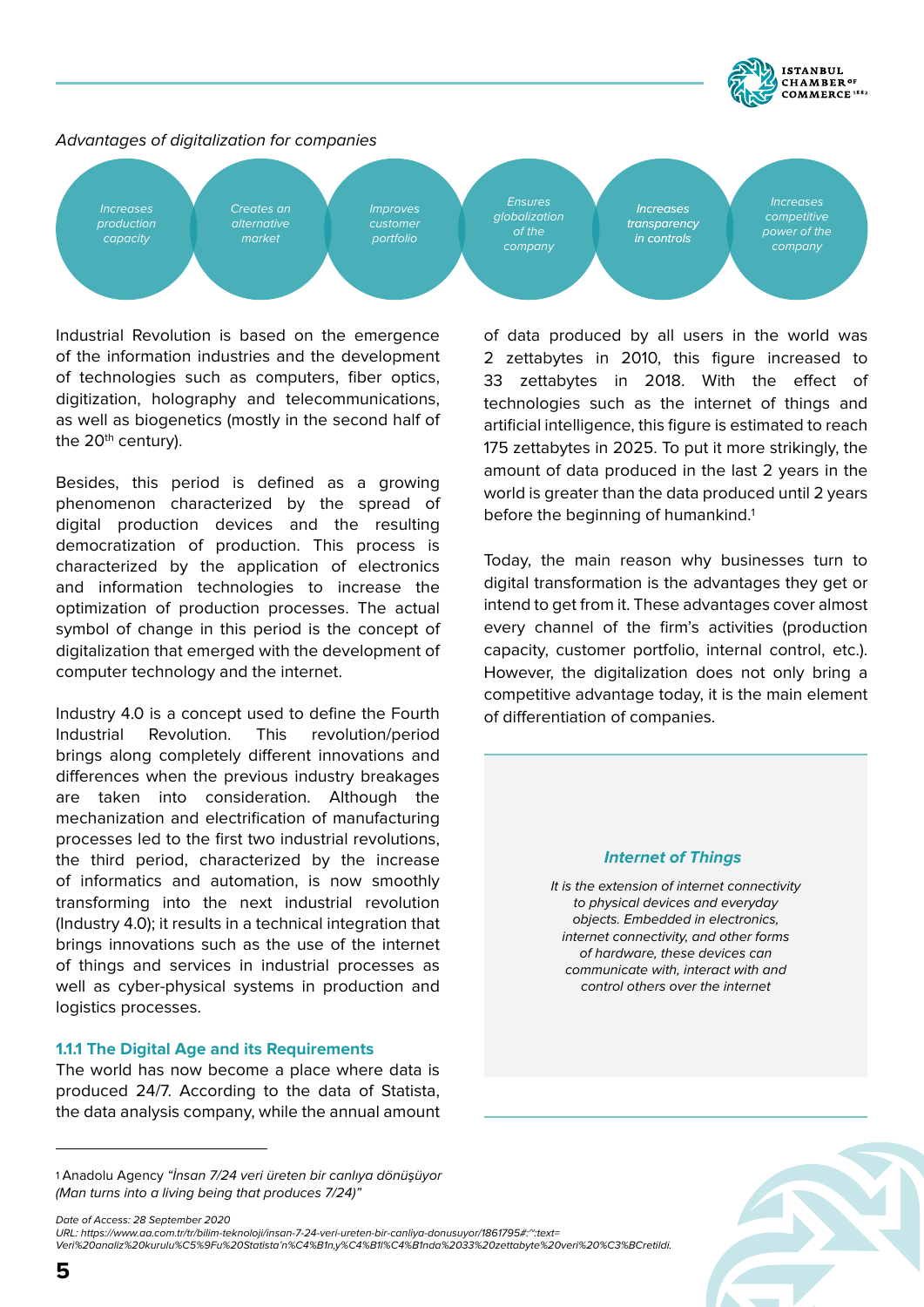*Advantages of digitalization for companies*

- *Increases production capacity*
- *Creates an alternative market*
- *Improves customer portfolio*
- *Ensures globalization of the company*
- ***Increases transparency in controls***
- *Increases competitive power of the company*

Industrial Revolution is based on the emergence of the information industries and the development of technologies such as computers, fiber optics, digitization, holography and telecommunications, as well as biogenetics (mostly in the second half of the 20th century).

Besides, this period is defined as a growing phenomenon characterized by the spread of digital production devices and the resulting democratization of production. This process is characterized by the application of electronics and information technologies to increase the optimization of production processes. The actual symbol of change in this period is the concept of digitalization that emerged with the development of computer technology and the internet.

Industry 4.0 is a concept used to define the Fourth Industrial Revolution. This revolution/period brings along completely different innovations and differences when the previous industry breakages are taken into consideration. Although the mechanization and electrification of manufacturing processes led to the first two industrial revolutions, the third period, characterized by the increase of informatics and automation, is now smoothly transforming into the next industrial revolution (Industry 4.0); it results in a technical integration that brings innovations such as the use of the internet of things and services in industrial processes as well as cyber-physical systems in production and logistics processes.

### 1.1.1 The Digital Age and its Requirements

The world has now become a place where data is produced 24/7. According to the data of Statista, the data analysis company, while the annual amount of data produced by all users in the world was 2 zettabytes in 2010, this figure increased to 33 zettabytes in 2018. With the effect of technologies such as the internet of things and artificial intelligence, this figure is estimated to reach 175 zettabytes in 2025. To put it more strikingly, the amount of data produced in the last 2 years in the world is greater than the data produced until 2 years before the beginning of humankind.[1]

Today, the main reason why businesses turn to digital transformation is the advantages they get or intend to get from it. These advantages cover almost every channel of the firm's activities (production capacity, customer portfolio, internal control, etc.). However, the digitalization does not only bring a competitive advantage today, it is the main element of differentiation of companies.

> ***Internet of Things***
>
> *It is the extension of internet connectivity to physical devices and everyday objects. Embedded in electronics, internet connectivity, and other forms of hardware, these devices can communicate with, interact with and control others over the internet*

---

[1] Anadolu Agency *"İnsan 7/24 veri üreten bir canlıya dönüşüyor (Man turns into a living being that produces 7/24)"*

*Date of Access: 28 September 2020*
*URL: https://www.aa.com.tr/tr/bilim-teknoloji/insan-7-24-veri-ureten-bir-canliya-donusuyor/1861795#:~:text=Veri%20analiz%20kurulu%C5%9Fu%20Statista'n%C4%B1n,y%C4%B1l%C4%B1nda%2033%20zettabyte%20veri%20%C3%BCretildi.*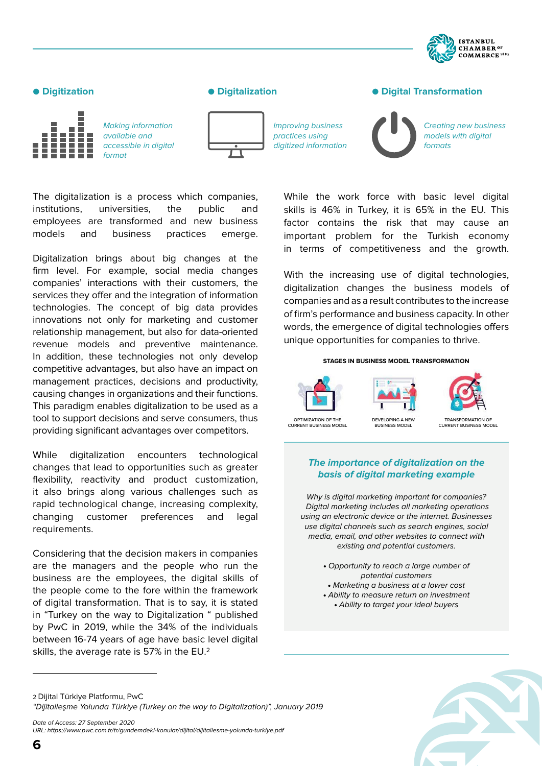**Digitization**

*Making information available and accessible in digital format*

**Digitalization**

*Improving business practices using digitized information*

**Digital Transformation**

*Creating new business models with digital formats*

The digitalization is a process which companies, institutions, universities, the public and employees are transformed and new business models and business practices emerge.

Digitalization brings about big changes at the firm level. For example, social media changes companies' interactions with their customers, the services they offer and the integration of information technologies. The concept of big data provides innovations not only for marketing and customer relationship management, but also for data-oriented revenue models and preventive maintenance. In addition, these technologies not only develop competitive advantages, but also have an impact on management practices, decisions and productivity, causing changes in organizations and their functions. This paradigm enables digitalization to be used as a tool to support decisions and serve consumers, thus providing significant advantages over competitors.

While digitalization encounters technological changes that lead to opportunities such as greater flexibility, reactivity and product customization, it also brings along various challenges such as rapid technological change, increasing complexity, changing customer preferences and legal requirements.

Considering that the decision makers in companies are the managers and the people who run the business are the employees, the digital skills of the people come to the fore within the framework of digital transformation. That is to say, it is stated in "Turkey on the way to Digitalization " published by PwC in 2019, while the 34% of the individuals between 16-74 years of age have basic level digital skills, the average rate is 57% in the EU.[2]

While the work force with basic level digital skills is 46% in Turkey, it is 65% in the EU. This factor contains the risk that may cause an important problem for the Turkish economy in terms of competitiveness and the growth.

With the increasing use of digital technologies, digitalization changes the business models of companies and as a result contributes to the increase of firm's performance and business capacity. In other words, the emergence of digital technologies offers unique opportunities for companies to thrive.

**STAGES IN BUSINESS MODEL TRANSFORMATION**

OPTIMIZATION OF THE CURRENT BUSINESS MODEL

DEVELOPING A NEW BUSINESS MODEL

TRANSFORMATION OF CURRENT BUSINESS MODEL

***The importance of digitalization on the basis of digital marketing example***

*Why is digital marketing important for companies? Digital marketing includes all marketing operations using an electronic device or the internet. Businesses use digital channels such as search engines, social media, email, and other websites to connect with existing and potential customers.*

- *Opportunity to reach a large number of potential customers*
- *Marketing a business at a lower cost*
- *Ability to measure return on investment*
- *Ability to target your ideal buyers*

---

2 Dijital Türkiye Platformu, PwC
*"Dijitalleşme Yolunda Türkiye (Turkey on the way to Digitalization)", January 2019*

*Date of Access: 27 September 2020*
*URL: https://www.pwc.com.tr/tr/gundemdeki-konular/dijital/dijitallesme-yolunda-turkiye.pdf*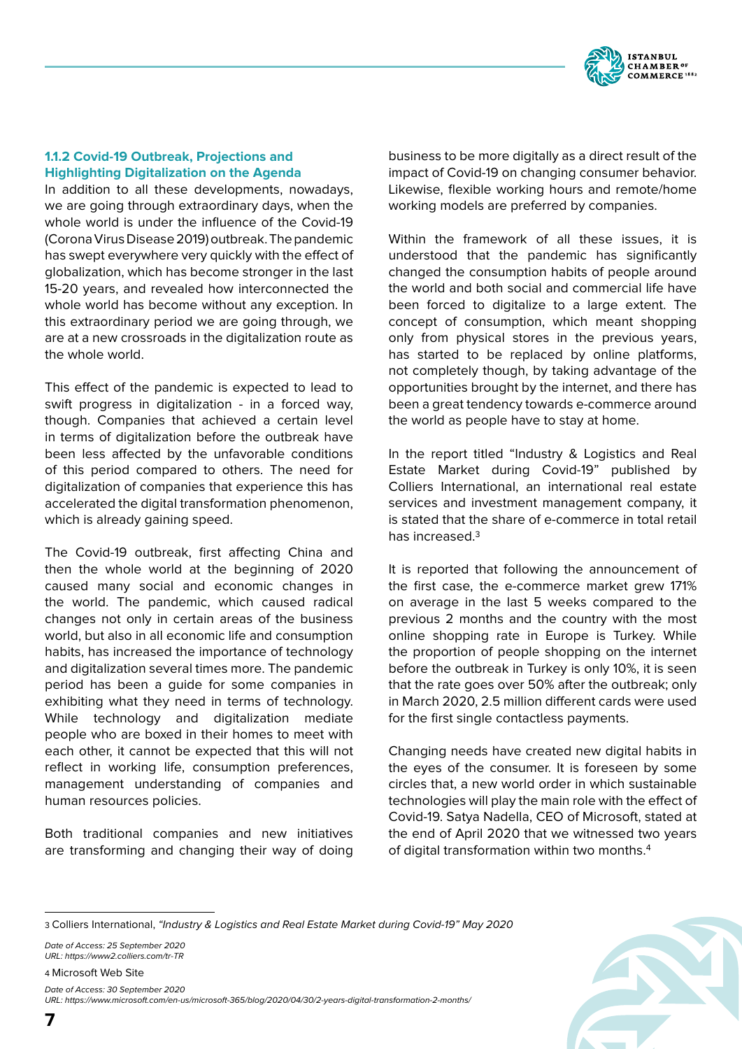### 1.1.2 Covid-19 Outbreak, Projections and Highlighting Digitalization on the Agenda

In addition to all these developments, nowadays, we are going through extraordinary days, when the whole world is under the influence of the Covid-19 (Corona Virus Disease 2019) outbreak. The pandemic has swept everywhere very quickly with the effect of globalization, which has become stronger in the last 15-20 years, and revealed how interconnected the whole world has become without any exception. In this extraordinary period we are going through, we are at a new crossroads in the digitalization route as the whole world.

This effect of the pandemic is expected to lead to swift progress in digitalization - in a forced way, though. Companies that achieved a certain level in terms of digitalization before the outbreak have been less affected by the unfavorable conditions of this period compared to others. The need for digitalization of companies that experience this has accelerated the digital transformation phenomenon, which is already gaining speed.

The Covid-19 outbreak, first affecting China and then the whole world at the beginning of 2020 caused many social and economic changes in the world. The pandemic, which caused radical changes not only in certain areas of the business world, but also in all economic life and consumption habits, has increased the importance of technology and digitalization several times more. The pandemic period has been a guide for some companies in exhibiting what they need in terms of technology. While technology and digitalization mediate people who are boxed in their homes to meet with each other, it cannot be expected that this will not reflect in working life, consumption preferences, management understanding of companies and human resources policies.

Both traditional companies and new initiatives are transforming and changing their way of doing business to be more digitally as a direct result of the impact of Covid-19 on changing consumer behavior. Likewise, flexible working hours and remote/home working models are preferred by companies.

Within the framework of all these issues, it is understood that the pandemic has significantly changed the consumption habits of people around the world and both social and commercial life have been forced to digitalize to a large extent. The concept of consumption, which meant shopping only from physical stores in the previous years, has started to be replaced by online platforms, not completely though, by taking advantage of the opportunities brought by the internet, and there has been a great tendency towards e-commerce around the world as people have to stay at home.

In the report titled "Industry & Logistics and Real Estate Market during Covid-19" published by Colliers International, an international real estate services and investment management company, it is stated that the share of e-commerce in total retail has increased.[3]

It is reported that following the announcement of the first case, the e-commerce market grew 171% on average in the last 5 weeks compared to the previous 2 months and the country with the most online shopping rate in Europe is Turkey. While the proportion of people shopping on the internet before the outbreak in Turkey is only 10%, it is seen that the rate goes over 50% after the outbreak; only in March 2020, 2.5 million different cards were used for the first single contactless payments.

Changing needs have created new digital habits in the eyes of the consumer. It is foreseen by some circles that, a new world order in which sustainable technologies will play the main role with the effect of Covid-19. Satya Nadella, CEO of Microsoft, stated at the end of April 2020 that we witnessed two years of digital transformation within two months.[4]

---

3 Colliers International, *"Industry & Logistics and Real Estate Market during Covid-19" May 2020*

*Date of Access: 25 September 2020*
*URL: https://www2.colliers.com/tr-TR*

4 Microsoft Web Site

*Date of Access: 30 September 2020*
*URL: https://www.microsoft.com/en-us/microsoft-365/blog/2020/04/30/2-years-digital-transformation-2-months/*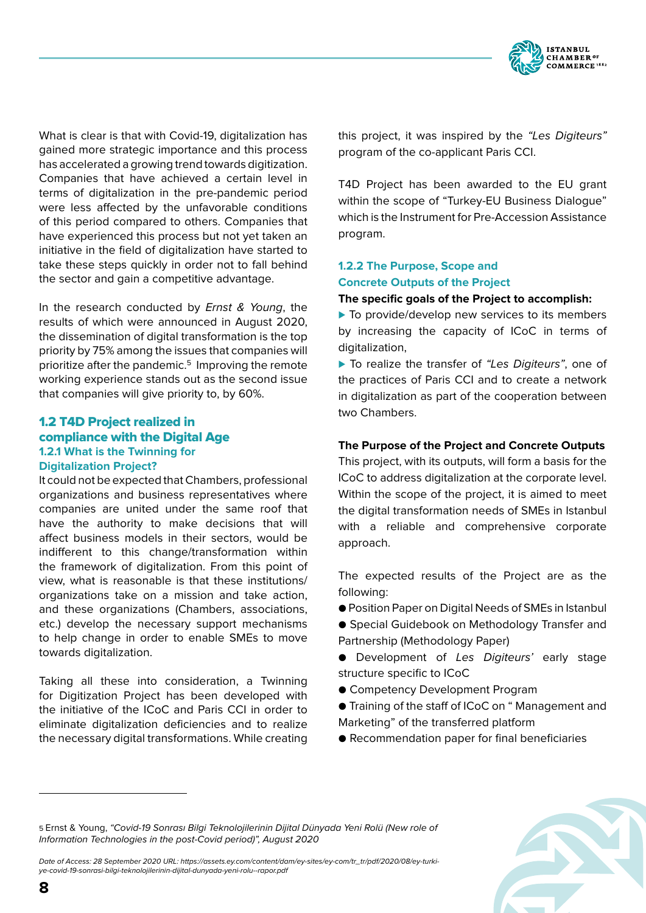What is clear is that with Covid-19, digitalization has gained more strategic importance and this process has accelerated a growing trend towards digitization. Companies that have achieved a certain level in terms of digitalization in the pre-pandemic period were less affected by the unfavorable conditions of this period compared to others. Companies that have experienced this process but not yet taken an initiative in the field of digitalization have started to take these steps quickly in order not to fall behind the sector and gain a competitive advantage.

In the research conducted by *Ernst & Young*, the results of which were announced in August 2020, the dissemination of digital transformation is the top priority by 75% among the issues that companies will prioritize after the pandemic.[5] Improving the remote working experience stands out as the second issue that companies will give priority to, by 60%.

## 1.2 T4D Project realized in compliance with the Digital Age

### 1.2.1 What is the Twinning for Digitalization Project?

It could not be expected that Chambers, professional organizations and business representatives where companies are united under the same roof that have the authority to make decisions that will affect business models in their sectors, would be indifferent to this change/transformation within the framework of digitalization. From this point of view, what is reasonable is that these institutions/organizations take on a mission and take action, and these organizations (Chambers, associations, etc.) develop the necessary support mechanisms to help change in order to enable SMEs to move towards digitalization.

Taking all these into consideration, a Twinning for Digitization Project has been developed with the initiative of the ICoC and Paris CCI in order to eliminate digitalization deficiencies and to realize the necessary digital transformations. While creating this project, it was inspired by the *"Les Digiteurs"* program of the co-applicant Paris CCI.

T4D Project has been awarded to the EU grant within the scope of "Turkey-EU Business Dialogue" which is the Instrument for Pre-Accession Assistance program.

### 1.2.2 The Purpose, Scope and Concrete Outputs of the Project

**The specific goals of the Project to accomplish:**

- ▶ To provide/develop new services to its members by increasing the capacity of ICoC in terms of digitalization,
- ▶ To realize the transfer of *"Les Digiteurs"*, one of the practices of Paris CCI and to create a network in digitalization as part of the cooperation between two Chambers.

**The Purpose of the Project and Concrete Outputs**

This project, with its outputs, will form a basis for the ICoC to address digitalization at the corporate level. Within the scope of the project, it is aimed to meet the digital transformation needs of SMEs in Istanbul with a reliable and comprehensive corporate approach.

The expected results of the Project are as the following:

- Position Paper on Digital Needs of SMEs in Istanbul
- Special Guidebook on Methodology Transfer and Partnership (Methodology Paper)
- Development of *Les Digiteurs'* early stage structure specific to ICoC
- Competency Development Program
- Training of the staff of ICoC on " Management and Marketing" of the transferred platform
- Recommendation paper for final beneficiaries

---

[5] Ernst & Young, *"Covid-19 Sonrası Bilgi Teknolojilerinin Dijital Dünyada Yeni Rolü (New role of Information Technologies in the post-Covid period)", August 2020*

*Date of Access: 28 September 2020 URL: https://assets.ey.com/content/dam/ey-sites/ey-com/tr_tr/pdf/2020/08/ey-turkiye-covid-19-sonrasi-bilgi-teknolojilerinin-dijital-dunyada-yeni-rolu--rapor.pdf*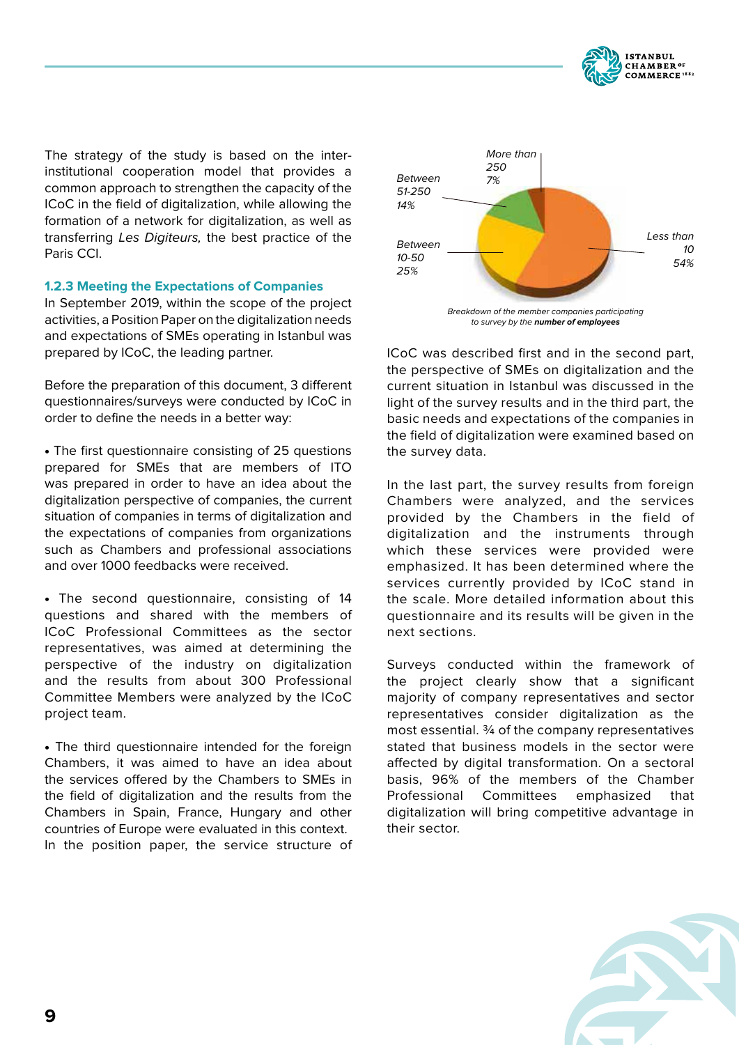The strategy of the study is based on the inter-institutional cooperation model that provides a common approach to strengthen the capacity of the ICoC in the field of digitalization, while allowing the formation of a network for digitalization, as well as transferring *Les Digiteurs,* the best practice of the Paris CCI.

### 1.2.3 Meeting the Expectations of Companies

In September 2019, within the scope of the project activities, a Position Paper on the digitalization needs and expectations of SMEs operating in Istanbul was prepared by ICoC, the leading partner.

Before the preparation of this document, 3 different questionnaires/surveys were conducted by ICoC in order to define the needs in a better way:

- The first questionnaire consisting of 25 questions prepared for SMEs that are members of ITO was prepared in order to have an idea about the digitalization perspective of companies, the current situation of companies in terms of digitalization and the expectations of companies from organizations such as Chambers and professional associations and over 1000 feedbacks were received.

- The second questionnaire, consisting of 14 questions and shared with the members of ICoC Professional Committees as the sector representatives, was aimed at determining the perspective of the industry on digitalization and the results from about 300 Professional Committee Members were analyzed by the ICoC project team.

- The third questionnaire intended for the foreign Chambers, it was aimed to have an idea about the services offered by the Chambers to SMEs in the field of digitalization and the results from the Chambers in Spain, France, Hungary and other countries of Europe were evaluated in this context.

In the position paper, the service structure of ICoC was described first and in the second part, the perspective of SMEs on digitalization and the current situation in Istanbul was discussed in the light of the survey results and in the third part, the basic needs and expectations of the companies in the field of digitalization were examined based on the survey data.

| Number of employees | Share |
|---|---|
| Less than 10 | 54% |
| Between 10-50 | 25% |
| Between 51-250 | 14% |
| More than 250 | 7% |

*Breakdown of the member companies participating to survey by the **number of employees***

In the last part, the survey results from foreign Chambers were analyzed, and the services provided by the Chambers in the field of digitalization and the instruments through which these services were provided were emphasized. It has been determined where the services currently provided by ICoC stand in the scale. More detailed information about this questionnaire and its results will be given in the next sections.

Surveys conducted within the framework of the project clearly show that a significant majority of company representatives and sector representatives consider digitalization as the most essential. ¾ of the company representatives stated that business models in the sector were affected by digital transformation. On a sectoral basis, 96% of the members of the Chamber Professional Committees emphasized that digitalization will bring competitive advantage in their sector.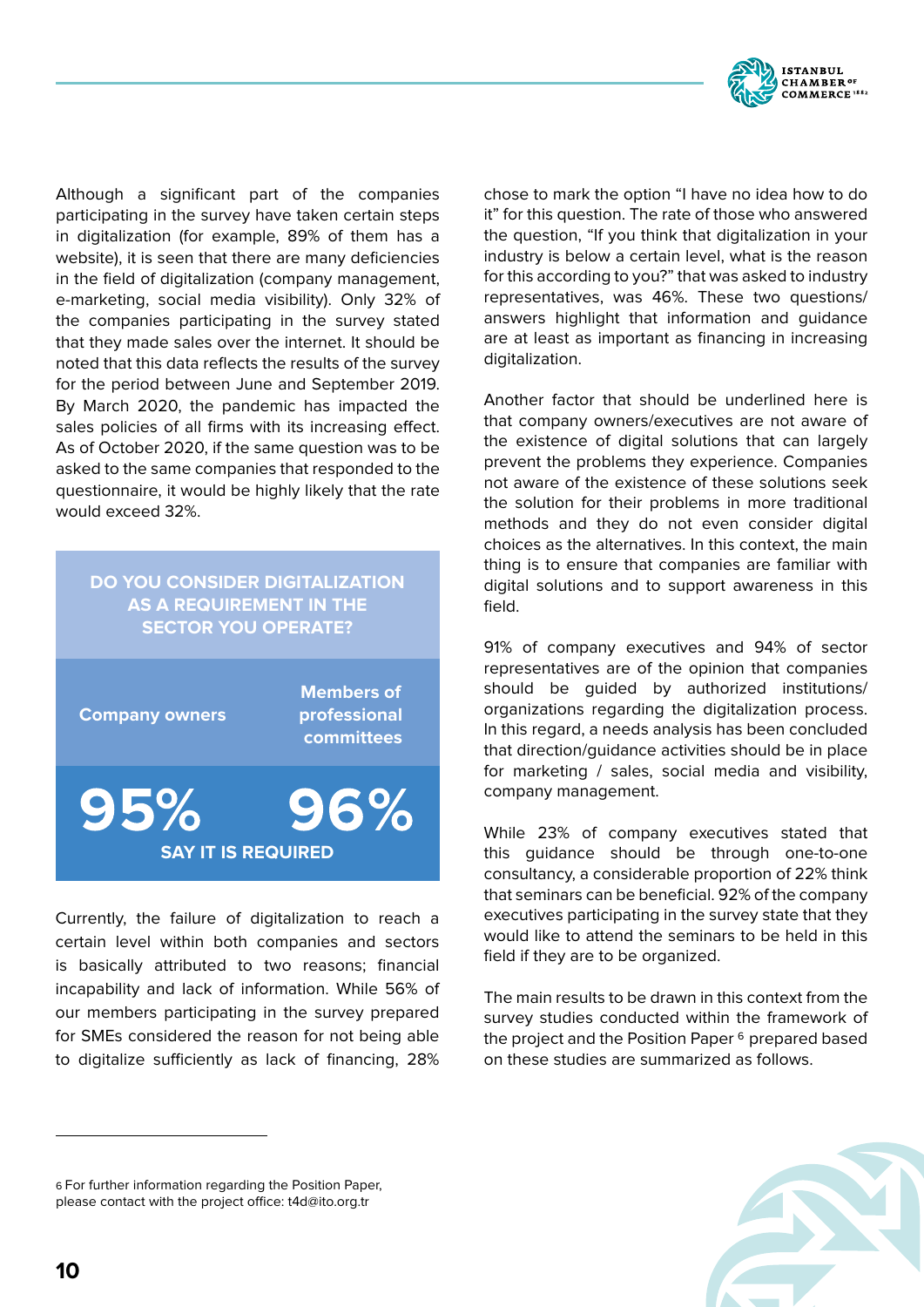Although a significant part of the companies participating in the survey have taken certain steps in digitalization (for example, 89% of them has a website), it is seen that there are many deficiencies in the field of digitalization (company management, e-marketing, social media visibility). Only 32% of the companies participating in the survey stated that they made sales over the internet. It should be noted that this data reflects the results of the survey for the period between June and September 2019. By March 2020, the pandemic has impacted the sales policies of all firms with its increasing effect. As of October 2020, if the same question was to be asked to the same companies that responded to the questionnaire, it would be highly likely that the rate would exceed 32%.

**DO YOU CONSIDER DIGITALIZATION AS A REQUIREMENT IN THE SECTOR YOU OPERATE?**

| Company owners | Members of professional committees |
|---|---|
| 95% | 96% |

**SAY IT IS REQUIRED**

Currently, the failure of digitalization to reach a certain level within both companies and sectors is basically attributed to two reasons; financial incapability and lack of information. While 56% of our members participating in the survey prepared for SMEs considered the reason for not being able to digitalize sufficiently as lack of financing, 28% chose to mark the option "I have no idea how to do it" for this question. The rate of those who answered the question, "If you think that digitalization in your industry is below a certain level, what is the reason for this according to you?" that was asked to industry representatives, was 46%. These two questions/answers highlight that information and guidance are at least as important as financing in increasing digitalization.

Another factor that should be underlined here is that company owners/executives are not aware of the existence of digital solutions that can largely prevent the problems they experience. Companies not aware of the existence of these solutions seek the solution for their problems in more traditional methods and they do not even consider digital choices as the alternatives. In this context, the main thing is to ensure that companies are familiar with digital solutions and to support awareness in this field.

91% of company executives and 94% of sector representatives are of the opinion that companies should be guided by authorized institutions/organizations regarding the digitalization process. In this regard, a needs analysis has been concluded that direction/guidance activities should be in place for marketing / sales, social media and visibility, company management.

While 23% of company executives stated that this guidance should be through one-to-one consultancy, a considerable proportion of 22% think that seminars can be beneficial. 92% of the company executives participating in the survey state that they would like to attend the seminars to be held in this field if they are to be organized.

The main results to be drawn in this context from the survey studies conducted within the framework of the project and the Position Paper [6] prepared based on these studies are summarized as follows.

[6] For further information regarding the Position Paper, please contact with the project office: t4d@ito.org.tr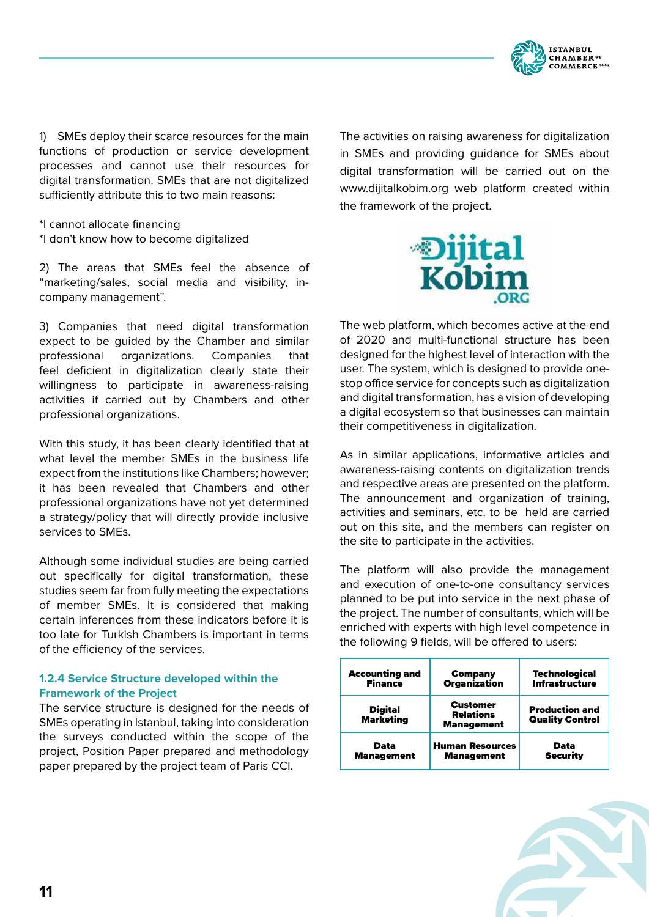1) SMEs deploy their scarce resources for the main functions of production or service development processes and cannot use their resources for digital transformation. SMEs that are not digitalized sufficiently attribute this to two main reasons:

*I cannot allocate financing
*I don't know how to become digitalized

2) The areas that SMEs feel the absence of "marketing/sales, social media and visibility, in-company management".

3) Companies that need digital transformation expect to be guided by the Chamber and similar professional organizations. Companies that feel deficient in digitalization clearly state their willingness to participate in awareness-raising activities if carried out by Chambers and other professional organizations.

With this study, it has been clearly identified that at what level the member SMEs in the business life expect from the institutions like Chambers; however; it has been revealed that Chambers and other professional organizations have not yet determined a strategy/policy that will directly provide inclusive services to SMEs.

Although some individual studies are being carried out specifically for digital transformation, these studies seem far from fully meeting the expectations of member SMEs. It is considered that making certain inferences from these indicators before it is too late for Turkish Chambers is important in terms of the efficiency of the services.

### 1.2.4 Service Structure developed within the Framework of the Project

The service structure is designed for the needs of SMEs operating in Istanbul, taking into consideration the surveys conducted within the scope of the project, Position Paper prepared and methodology paper prepared by the project team of Paris CCI.

The activities on raising awareness for digitalization in SMEs and providing guidance for SMEs about digital transformation will be carried out on the www.dijitalkobim.org web platform created within the framework of the project.

Dijital Kobim .ORG

The web platform, which becomes active at the end of 2020 and multi-functional structure has been designed for the highest level of interaction with the user. The system, which is designed to provide one-stop office service for concepts such as digitalization and digital transformation, has a vision of developing a digital ecosystem so that businesses can maintain their competitiveness in digitalization.

As in similar applications, informative articles and awareness-raising contents on digitalization trends and respective areas are presented on the platform. The announcement and organization of training, activities and seminars, etc. to be held are carried out on this site, and the members can register on the site to participate in the activities.

The platform will also provide the management and execution of one-to-one consultancy services planned to be put into service in the next phase of the project. The number of consultants, which will be enriched with experts with high level competence in the following 9 fields, will be offered to users:

| Accounting and Finance | Company Organization | Technological Infrastructure |
|---|---|---|
| Digital Marketing | Customer Relations Management | Production and Quality Control |
| Data Management | Human Resources Management | Data Security |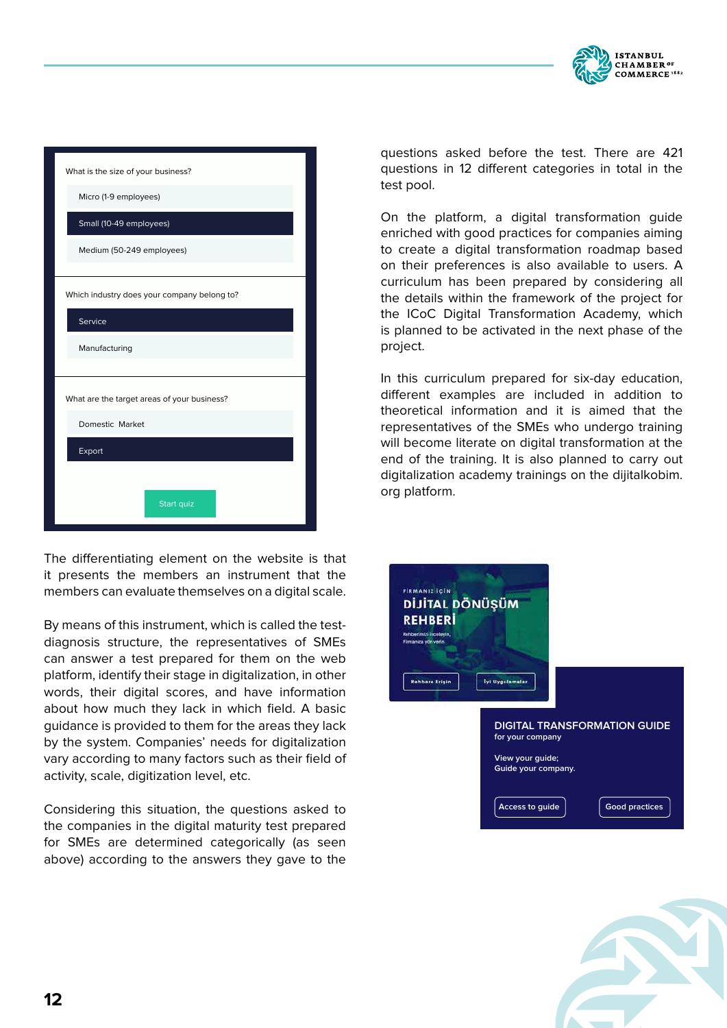What is the size of your business?

- Micro (1-9 employees)
- Small (10-49 employees)
- Medium (50-249 employees)

Which industry does your company belong to?

- Service
- Manufacturing

What are the target areas of your business?

- Domestic Market
- Export

Start quiz

The differentiating element on the website is that it presents the members an instrument that the members can evaluate themselves on a digital scale.

By means of this instrument, which is called the test-diagnosis structure, the representatives of SMEs can answer a test prepared for them on the web platform, identify their stage in digitalization, in other words, their digital scores, and have information about how much they lack in which field. A basic guidance is provided to them for the areas they lack by the system. Companies' needs for digitalization vary according to many factors such as their field of activity, scale, digitization level, etc.

Considering this situation, the questions asked to the companies in the digital maturity test prepared for SMEs are determined categorically (as seen above) according to the answers they gave to the questions asked before the test. There are 421 questions in 12 different categories in total in the test pool.

On the platform, a digital transformation guide enriched with good practices for companies aiming to create a digital transformation roadmap based on their preferences is also available to users. A curriculum has been prepared by considering all the details within the framework of the project for the ICoC Digital Transformation Academy, which is planned to be activated in the next phase of the project.

In this curriculum prepared for six-day education, different examples are included in addition to theoretical information and it is aimed that the representatives of the SMEs who undergo training will become literate on digital transformation at the end of the training. It is also planned to carry out digitalization academy trainings on the dijitalkobim.org platform.

FİRMANIZ İÇİN
DİJİTAL DÖNÜŞÜM REHBERİ
Rehberimizi inceleyin, Firmanıza yön verin
Rehbere Erişin | İyi Uygulamalar

DIGITAL TRANSFORMATION GUIDE
for your company

View your guide;
Guide your company.

Access to guide | Good practices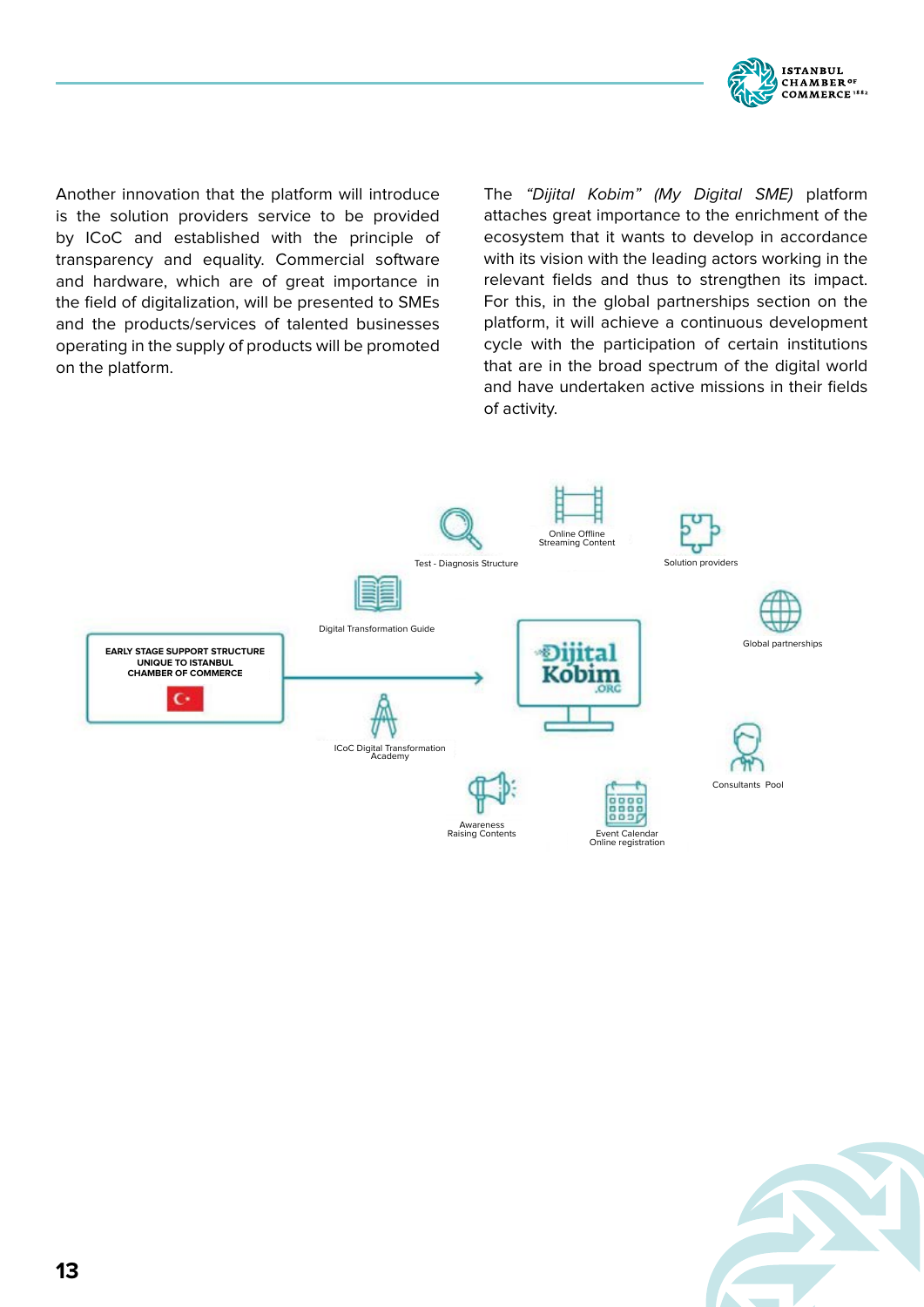Another innovation that the platform will introduce is the solution providers service to be provided by ICoC and established with the principle of transparency and equality. Commercial software and hardware, which are of great importance in the field of digitalization, will be presented to SMEs and the products/services of talented businesses operating in the supply of products will be promoted on the platform.

The *"Dijital Kobim" (My Digital SME)* platform attaches great importance to the enrichment of the ecosystem that it wants to develop in accordance with its vision with the leading actors working in the relevant fields and thus to strengthen its impact. For this, in the global partnerships section on the platform, it will achieve a continuous development cycle with the participation of certain institutions that are in the broad spectrum of the digital world and have undertaken active missions in their fields of activity.

EARLY STAGE SUPPORT STRUCTURE UNIQUE TO ISTANBUL CHAMBER OF COMMERCE

Dijital Kobim .ORG

Test - Diagnosis Structure

Online Offline Streaming Content

Solution providers

Digital Transformation Guide

Global partnerships

ICoC Digital Transformation Academy

Consultants Pool

Awareness Raising Contents

Event Calendar Online registration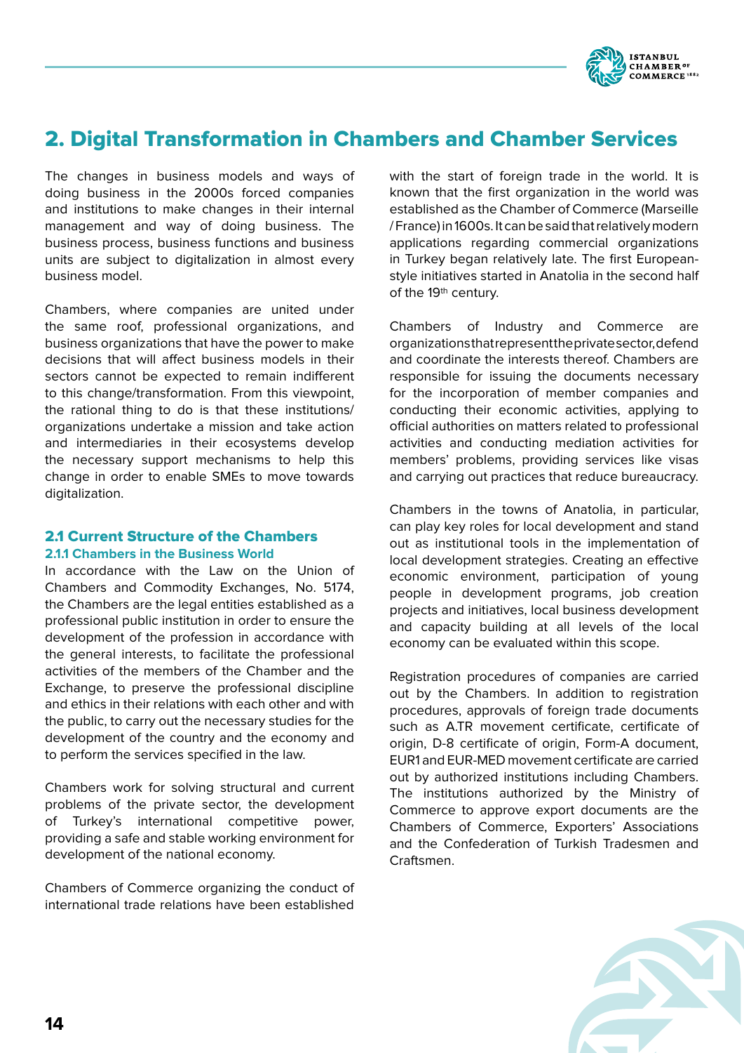# 2. Digital Transformation in Chambers and Chamber Services

The changes in business models and ways of doing business in the 2000s forced companies and institutions to make changes in their internal management and way of doing business. The business process, business functions and business units are subject to digitalization in almost every business model.

Chambers, where companies are united under the same roof, professional organizations, and business organizations that have the power to make decisions that will affect business models in their sectors cannot be expected to remain indifferent to this change/transformation. From this viewpoint, the rational thing to do is that these institutions/organizations undertake a mission and take action and intermediaries in their ecosystems develop the necessary support mechanisms to help this change in order to enable SMEs to move towards digitalization.

## 2.1 Current Structure of the Chambers

### 2.1.1 Chambers in the Business World

In accordance with the Law on the Union of Chambers and Commodity Exchanges, No. 5174, the Chambers are the legal entities established as a professional public institution in order to ensure the development of the profession in accordance with the general interests, to facilitate the professional activities of the members of the Chamber and the Exchange, to preserve the professional discipline and ethics in their relations with each other and with the public, to carry out the necessary studies for the development of the country and the economy and to perform the services specified in the law.

Chambers work for solving structural and current problems of the private sector, the development of Turkey's international competitive power, providing a safe and stable working environment for development of the national economy.

Chambers of Commerce organizing the conduct of international trade relations have been established with the start of foreign trade in the world. It is known that the first organization in the world was established as the Chamber of Commerce (Marseille / France) in 1600s. It can be said that relatively modern applications regarding commercial organizations in Turkey began relatively late. The first European-style initiatives started in Anatolia in the second half of the 19th century.

Chambers of Industry and Commerce are organizations that represent the private sector, defend and coordinate the interests thereof. Chambers are responsible for issuing the documents necessary for the incorporation of member companies and conducting their economic activities, applying to official authorities on matters related to professional activities and conducting mediation activities for members' problems, providing services like visas and carrying out practices that reduce bureaucracy.

Chambers in the towns of Anatolia, in particular, can play key roles for local development and stand out as institutional tools in the implementation of local development strategies. Creating an effective economic environment, participation of young people in development programs, job creation projects and initiatives, local business development and capacity building at all levels of the local economy can be evaluated within this scope.

Registration procedures of companies are carried out by the Chambers. In addition to registration procedures, approvals of foreign trade documents such as A.TR movement certificate, certificate of origin, D-8 certificate of origin, Form-A document, EUR1 and EUR-MED movement certificate are carried out by authorized institutions including Chambers. The institutions authorized by the Ministry of Commerce to approve export documents are the Chambers of Commerce, Exporters' Associations and the Confederation of Turkish Tradesmen and Craftsmen.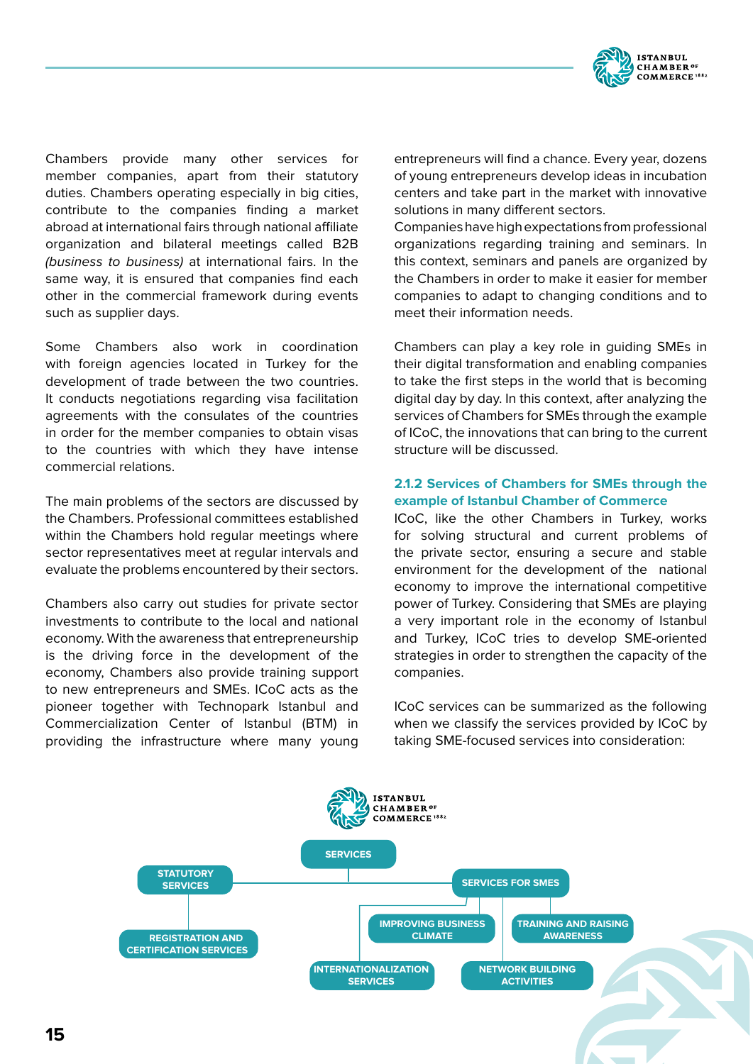Chambers provide many other services for member companies, apart from their statutory duties. Chambers operating especially in big cities, contribute to the companies finding a market abroad at international fairs through national affiliate organization and bilateral meetings called B2B *(business to business)* at international fairs. In the same way, it is ensured that companies find each other in the commercial framework during events such as supplier days.

Some Chambers also work in coordination with foreign agencies located in Turkey for the development of trade between the two countries. It conducts negotiations regarding visa facilitation agreements with the consulates of the countries in order for the member companies to obtain visas to the countries with which they have intense commercial relations.

The main problems of the sectors are discussed by the Chambers. Professional committees established within the Chambers hold regular meetings where sector representatives meet at regular intervals and evaluate the problems encountered by their sectors.

Chambers also carry out studies for private sector investments to contribute to the local and national economy. With the awareness that entrepreneurship is the driving force in the development of the economy, Chambers also provide training support to new entrepreneurs and SMEs. ICoC acts as the pioneer together with Technopark Istanbul and Commercialization Center of Istanbul (BTM) in providing the infrastructure where many young entrepreneurs will find a chance. Every year, dozens of young entrepreneurs develop ideas in incubation centers and take part in the market with innovative solutions in many different sectors.

Companies have high expectations from professional organizations regarding training and seminars. In this context, seminars and panels are organized by the Chambers in order to make it easier for member companies to adapt to changing conditions and to meet their information needs.

Chambers can play a key role in guiding SMEs in their digital transformation and enabling companies to take the first steps in the world that is becoming digital day by day. In this context, after analyzing the services of Chambers for SMEs through the example of ICoC, the innovations that can bring to the current structure will be discussed.

### 2.1.2 Services of Chambers for SMEs through the example of Istanbul Chamber of Commerce

ICoC, like the other Chambers in Turkey, works for solving structural and current problems of the private sector, ensuring a secure and stable environment for the development of the national economy to improve the international competitive power of Turkey. Considering that SMEs are playing a very important role in the economy of Istanbul and Turkey, ICoC tries to develop SME-oriented strategies in order to strengthen the capacity of the companies.

ICoC services can be summarized as the following when we classify the services provided by ICoC by taking SME-focused services into consideration:

ISTANBUL CHAMBER OF COMMERCE 1882

- SERVICES
  - STATUTORY SERVICES
    - REGISTRATION AND CERTIFICATION SERVICES
  - SERVICES FOR SMES
    - IMPROVING BUSINESS CLIMATE
    - TRAINING AND RAISING AWARENESS
    - INTERNATIONALIZATION SERVICES
    - NETWORK BUILDING ACTIVITIES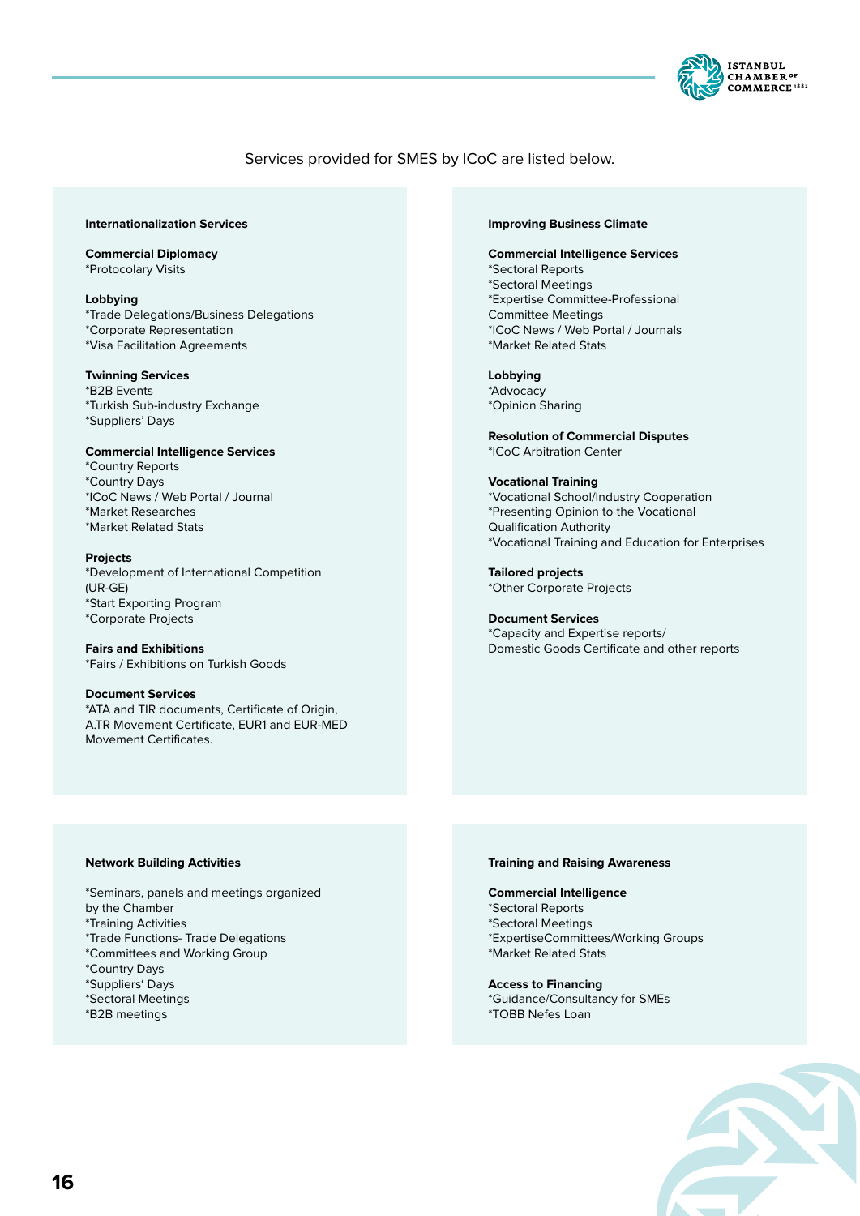Services provided for SMES by ICoC are listed below.

## Internationalization Services

**Commercial Diplomacy**
*Protocolary Visits

**Lobbying**
*Trade Delegations/Business Delegations
*Corporate Representation
*Visa Facilitation Agreements

**Twinning Services**
*B2B Events
*Turkish Sub-industry Exchange
*Suppliers' Days

**Commercial Intelligence Services**
*Country Reports
*Country Days
*ICoC News / Web Portal / Journal
*Market Researches
*Market Related Stats

**Projects**
*Development of International Competition (UR-GE)
*Start Exporting Program
*Corporate Projects

**Fairs and Exhibitions**
*Fairs / Exhibitions on Turkish Goods

**Document Services**
*ATA and TIR documents, Certificate of Origin, A.TR Movement Certificate, EUR1 and EUR-MED Movement Certificates.

## Improving Business Climate

**Commercial Intelligence Services**
*Sectoral Reports
*Sectoral Meetings
*Expertise Committee-Professional Committee Meetings
*ICoC News / Web Portal / Journals
*Market Related Stats

**Lobbying**
*Advocacy
*Opinion Sharing

**Resolution of Commercial Disputes**
*ICoC Arbitration Center

**Vocational Training**
*Vocational School/Industry Cooperation
*Presenting Opinion to the Vocational Qualification Authority
*Vocational Training and Education for Enterprises

**Tailored projects**
*Other Corporate Projects

**Document Services**
*Capacity and Expertise reports/ Domestic Goods Certificate and other reports

## Network Building Activities

*Seminars, panels and meetings organized by the Chamber
*Training Activities
*Trade Functions- Trade Delegations
*Committees and Working Group
*Country Days
*Suppliers' Days
*Sectoral Meetings
*B2B meetings

## Training and Raising Awareness

**Commercial Intelligence**
*Sectoral Reports
*Sectoral Meetings
*ExpertiseCommittees/Working Groups
*Market Related Stats

**Access to Financing**
*Guidance/Consultancy for SMEs
*TOBB Nefes Loan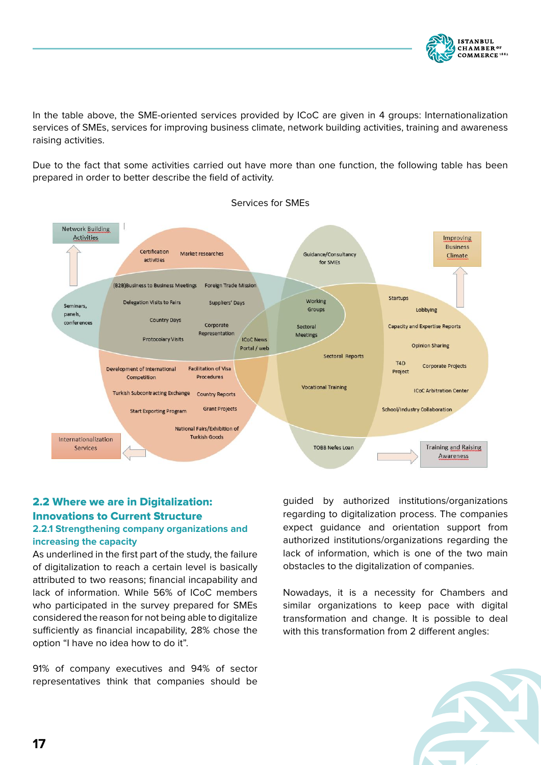In the table above, the SME-oriented services provided by ICoC are given in 4 groups: Internationalization services of SMEs, services for improving business climate, network building activities, training and awareness raising activities.

Due to the fact that some activities carried out have more than one function, the following table has been prepared in order to better describe the field of activity.

Services for SMEs

Network Building Activities

Certification activities

Market researches

Guidance/Consultancy for SMEs

Improving Business Climate

(B2B)Business to Business Meetings

Foreign Trade Mission

Seminars, panels, conferences

Delegation Visits to Fairs

Suppliers' Days

Working Groups

Startups

Lobbying

Country Days

Corporate Representation

Sectoral Meetings

Capacity and Expertise Reports

Protocolary Visits

ICoC News Portal / web

Opinion Sharing

Sectoral Reports

Development of International Competition

Facilitation of Visa Procedures

T4D Project

Corporate Projects

Vocational Training

Turkish Subcontracting Exchange

Country Reports

ICoC Arbitration Center

Start Exporting Program

Grant Projects

School/Industry Collaboration

National Fairs/Exhibition of Turkish Goods

Internationalization Services

TOBB Nefes Loan

Training and Raising Awareness

## 2.2 Where we are in Digitalization: Innovations to Current Structure

### 2.2.1 Strengthening company organizations and increasing the capacity

As underlined in the first part of the study, the failure of digitalization to reach a certain level is basically attributed to two reasons; financial incapability and lack of information. While 56% of ICoC members who participated in the survey prepared for SMEs considered the reason for not being able to digitalize sufficiently as financial incapability, 28% chose the option "I have no idea how to do it".

91% of company executives and 94% of sector representatives think that companies should be guided by authorized institutions/organizations regarding to digitalization process. The companies expect guidance and orientation support from authorized institutions/organizations regarding the lack of information, which is one of the two main obstacles to the digitalization of companies.

Nowadays, it is a necessity for Chambers and similar organizations to keep pace with digital transformation and change. It is possible to deal with this transformation from 2 different angles: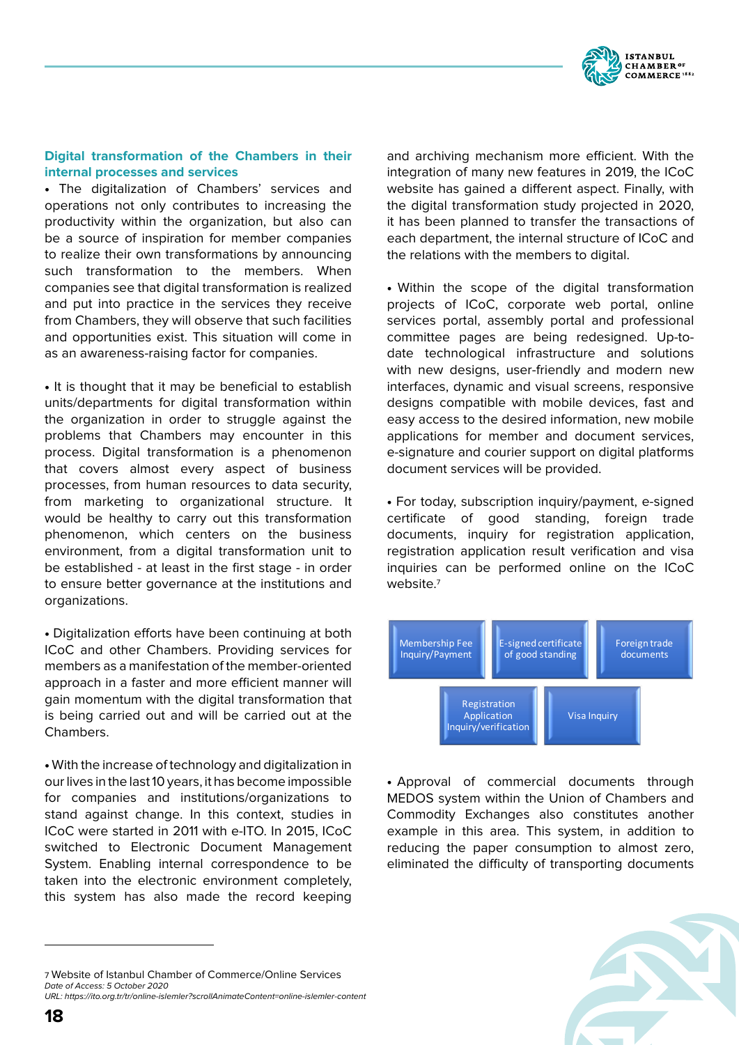### Digital transformation of the Chambers in their internal processes and services

• The digitalization of Chambers' services and operations not only contributes to increasing the productivity within the organization, but also can be a source of inspiration for member companies to realize their own transformations by announcing such transformation to the members. When companies see that digital transformation is realized and put into practice in the services they receive from Chambers, they will observe that such facilities and opportunities exist. This situation will come in as an awareness-raising factor for companies.

• It is thought that it may be beneficial to establish units/departments for digital transformation within the organization in order to struggle against the problems that Chambers may encounter in this process. Digital transformation is a phenomenon that covers almost every aspect of business processes, from human resources to data security, from marketing to organizational structure. It would be healthy to carry out this transformation phenomenon, which centers on the business environment, from a digital transformation unit to be established - at least in the first stage - in order to ensure better governance at the institutions and organizations.

• Digitalization efforts have been continuing at both ICoC and other Chambers. Providing services for members as a manifestation of the member-oriented approach in a faster and more efficient manner will gain momentum with the digital transformation that is being carried out and will be carried out at the Chambers.

• With the increase of technology and digitalization in our lives in the last 10 years, it has become impossible for companies and institutions/organizations to stand against change. In this context, studies in ICoC were started in 2011 with e-ITO. In 2015, ICoC switched to Electronic Document Management System. Enabling internal correspondence to be taken into the electronic environment completely, this system has also made the record keeping and archiving mechanism more efficient. With the integration of many new features in 2019, the ICoC website has gained a different aspect. Finally, with the digital transformation study projected in 2020, it has been planned to transfer the transactions of each department, the internal structure of ICoC and the relations with the members to digital.

• Within the scope of the digital transformation projects of ICoC, corporate web portal, online services portal, assembly portal and professional committee pages are being redesigned. Up-to-date technological infrastructure and solutions with new designs, user-friendly and modern new interfaces, dynamic and visual screens, responsive designs compatible with mobile devices, fast and easy access to the desired information, new mobile applications for member and document services, e-signature and courier support on digital platforms document services will be provided.

• For today, subscription inquiry/payment, e-signed certificate of good standing, foreign trade documents, inquiry for registration application, registration application result verification and visa inquiries can be performed online on the ICoC website.[7]

- Membership Fee Inquiry/Payment
- E-signed certificate of good standing
- Foreign trade documents
- Registration Application Inquiry/verification
- Visa Inquiry

• Approval of commercial documents through MEDOS system within the Union of Chambers and Commodity Exchanges also constitutes another example in this area. This system, in addition to reducing the paper consumption to almost zero, eliminated the difficulty of transporting documents

---

7 Website of Istanbul Chamber of Commerce/Online Services
*Date of Access: 5 October 2020*
*URL: https://ito.org.tr/tr/online-islemler?scrollAnimateContent=online-islemler-content*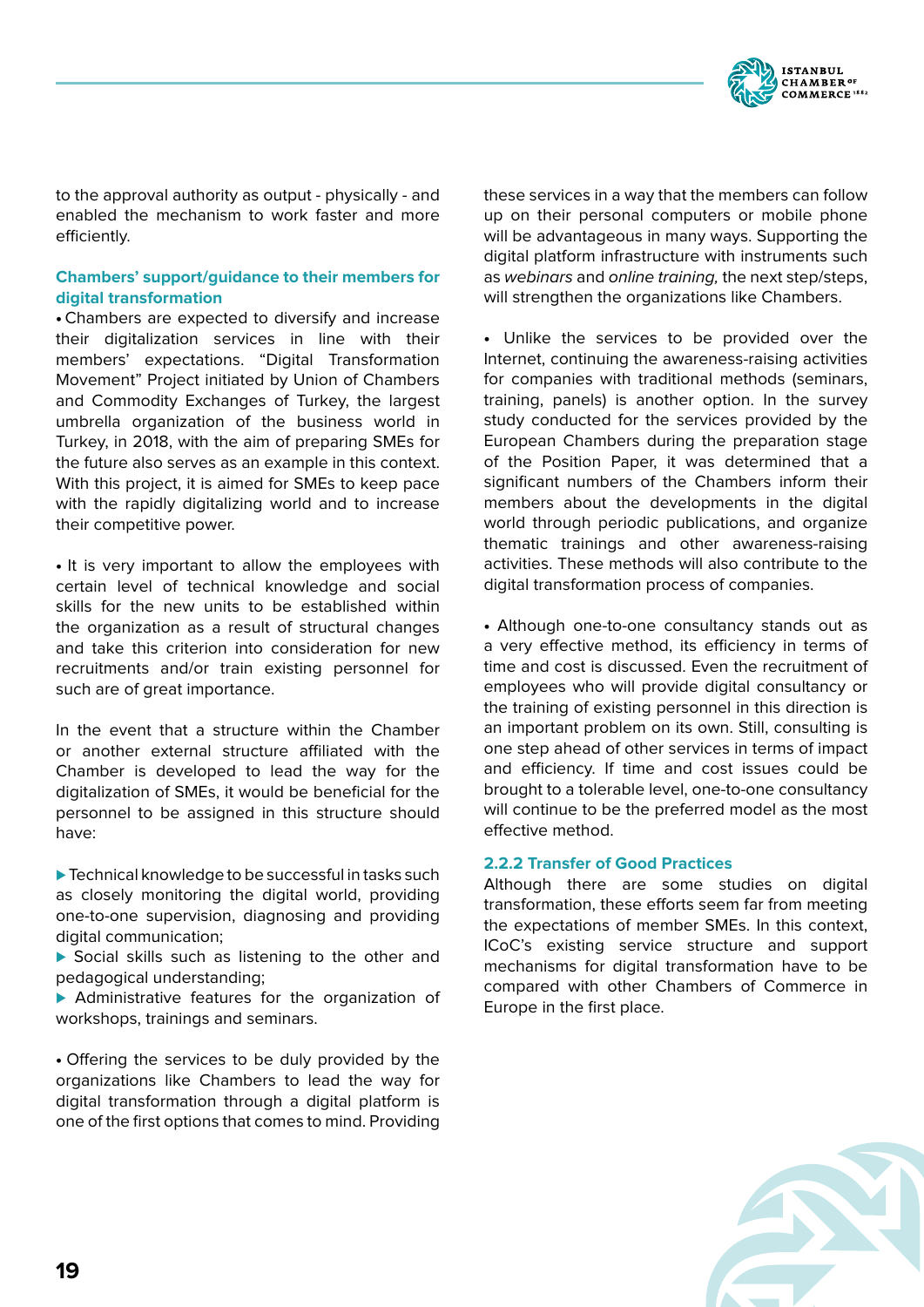to the approval authority as output - physically - and enabled the mechanism to work faster and more efficiently.

### Chambers' support/guidance to their members for digital transformation

• Chambers are expected to diversify and increase their digitalization services in line with their members' expectations. "Digital Transformation Movement" Project initiated by Union of Chambers and Commodity Exchanges of Turkey, the largest umbrella organization of the business world in Turkey, in 2018, with the aim of preparing SMEs for the future also serves as an example in this context. With this project, it is aimed for SMEs to keep pace with the rapidly digitalizing world and to increase their competitive power.

• It is very important to allow the employees with certain level of technical knowledge and social skills for the new units to be established within the organization as a result of structural changes and take this criterion into consideration for new recruitments and/or train existing personnel for such are of great importance.

In the event that a structure within the Chamber or another external structure affiliated with the Chamber is developed to lead the way for the digitalization of SMEs, it would be beneficial for the personnel to be assigned in this structure should have:

- ▶ Technical knowledge to be successful in tasks such as closely monitoring the digital world, providing one-to-one supervision, diagnosing and providing digital communication;
- ▶ Social skills such as listening to the other and pedagogical understanding;
- ▶ Administrative features for the organization of workshops, trainings and seminars.

• Offering the services to be duly provided by the organizations like Chambers to lead the way for digital transformation through a digital platform is one of the first options that comes to mind. Providing these services in a way that the members can follow up on their personal computers or mobile phone will be advantageous in many ways. Supporting the digital platform infrastructure with instruments such as *webinars* and *online training,* the next step/steps, will strengthen the organizations like Chambers.

• Unlike the services to be provided over the Internet, continuing the awareness-raising activities for companies with traditional methods (seminars, training, panels) is another option. In the survey study conducted for the services provided by the European Chambers during the preparation stage of the Position Paper, it was determined that a significant numbers of the Chambers inform their members about the developments in the digital world through periodic publications, and organize thematic trainings and other awareness-raising activities. These methods will also contribute to the digital transformation process of companies.

• Although one-to-one consultancy stands out as a very effective method, its efficiency in terms of time and cost is discussed. Even the recruitment of employees who will provide digital consultancy or the training of existing personnel in this direction is an important problem on its own. Still, consulting is one step ahead of other services in terms of impact and efficiency. If time and cost issues could be brought to a tolerable level, one-to-one consultancy will continue to be the preferred model as the most effective method.

### 2.2.2 Transfer of Good Practices

Although there are some studies on digital transformation, these efforts seem far from meeting the expectations of member SMEs. In this context, ICoC's existing service structure and support mechanisms for digital transformation have to be compared with other Chambers of Commerce in Europe in the first place.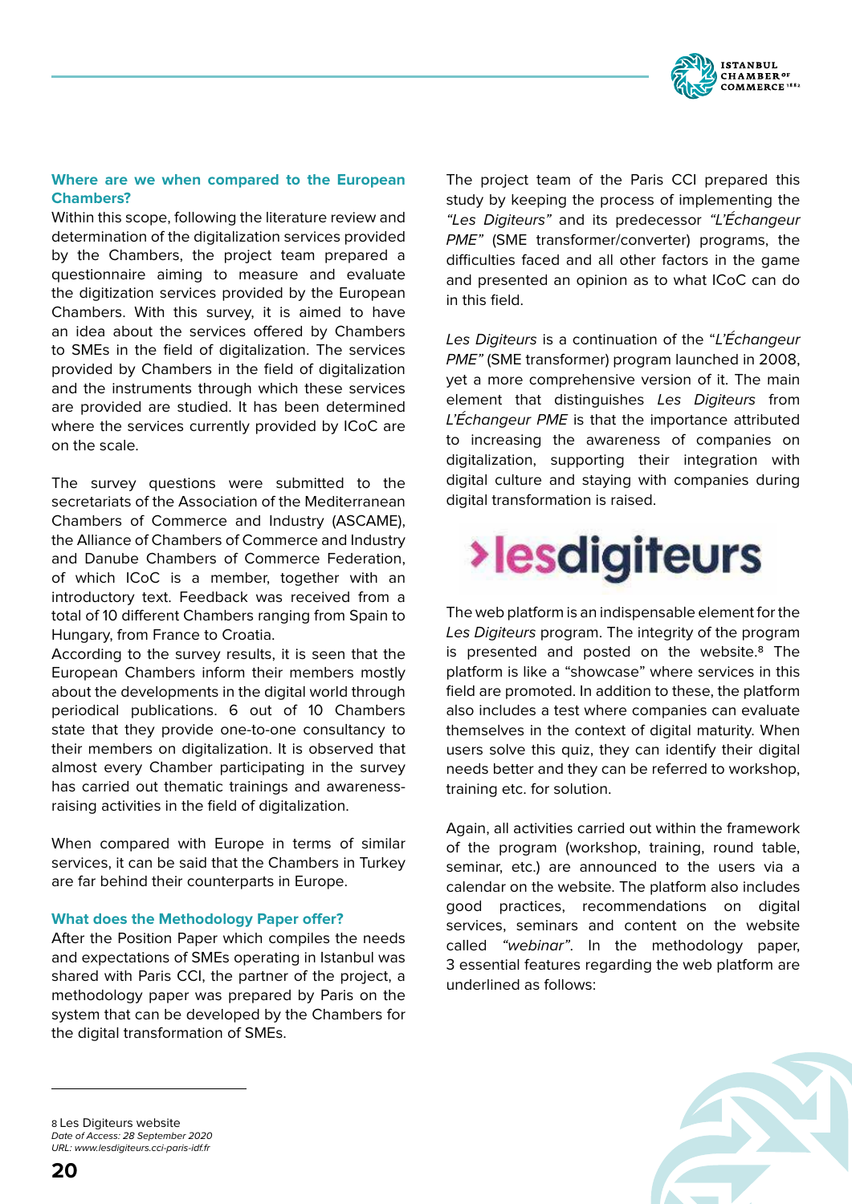### Where are we when compared to the European Chambers?

Within this scope, following the literature review and determination of the digitalization services provided by the Chambers, the project team prepared a questionnaire aiming to measure and evaluate the digitization services provided by the European Chambers. With this survey, it is aimed to have an idea about the services offered by Chambers to SMEs in the field of digitalization. The services provided by Chambers in the field of digitalization and the instruments through which these services are provided are studied. It has been determined where the services currently provided by ICoC are on the scale.

The survey questions were submitted to the secretariats of the Association of the Mediterranean Chambers of Commerce and Industry (ASCAME), the Alliance of Chambers of Commerce and Industry and Danube Chambers of Commerce Federation, of which ICoC is a member, together with an introductory text. Feedback was received from a total of 10 different Chambers ranging from Spain to Hungary, from France to Croatia.

According to the survey results, it is seen that the European Chambers inform their members mostly about the developments in the digital world through periodical publications. 6 out of 10 Chambers state that they provide one-to-one consultancy to their members on digitalization. It is observed that almost every Chamber participating in the survey has carried out thematic trainings and awareness-raising activities in the field of digitalization.

When compared with Europe in terms of similar services, it can be said that the Chambers in Turkey are far behind their counterparts in Europe.

### What does the Methodology Paper offer?

After the Position Paper which compiles the needs and expectations of SMEs operating in Istanbul was shared with Paris CCI, the partner of the project, a methodology paper was prepared by Paris on the system that can be developed by the Chambers for the digital transformation of SMEs.

The project team of the Paris CCI prepared this study by keeping the process of implementing the *“Les Digiteurs”* and its predecessor *“L'Échangeur PME”* (SME transformer/converter) programs, the difficulties faced and all other factors in the game and presented an opinion as to what ICoC can do in this field.

*Les Digiteurs* is a continuation of the “*L'Échangeur PME”* (SME transformer) program launched in 2008, yet a more comprehensive version of it. The main element that distinguishes *Les Digiteurs* from *L'Échangeur PME* is that the importance attributed to increasing the awareness of companies on digitalization, supporting their integration with digital culture and staying with companies during digital transformation is raised.

›lesdigiteurs

The web platform is an indispensable element for the *Les Digiteurs* program. The integrity of the program is presented and posted on the website.[8] The platform is like a “showcase” where services in this field are promoted. In addition to these, the platform also includes a test where companies can evaluate themselves in the context of digital maturity. When users solve this quiz, they can identify their digital needs better and they can be referred to workshop, training etc. for solution.

Again, all activities carried out within the framework of the program (workshop, training, round table, seminar, etc.) are announced to the users via a calendar on the website. The platform also includes good practices, recommendations on digital services, seminars and content on the website called *“webinar”*. In the methodology paper, 3 essential features regarding the web platform are underlined as follows:

---

8 Les Digiteurs website
*Date of Access: 28 September 2020*
*URL: www.lesdigiteurs.cci-paris-idf.fr*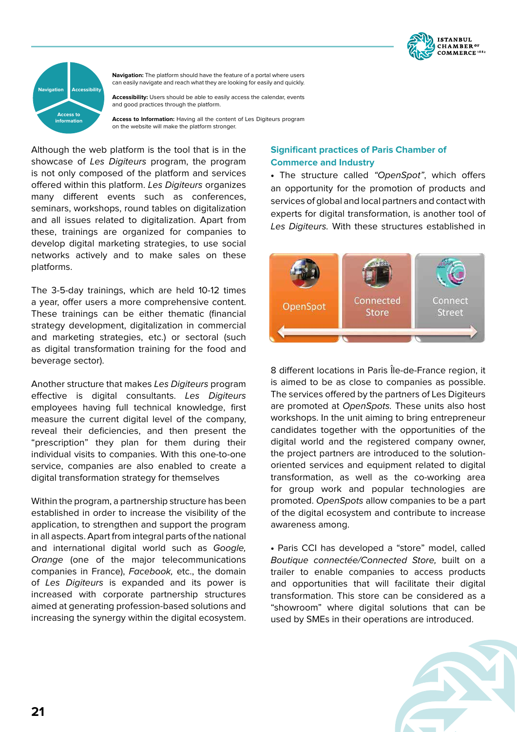**Navigation:** The platform should have the feature of a portal where users can easily navigate and reach what they are looking for easily and quickly.

**Accessibility:** Users should be able to easily access the calendar, events and good practices through the platform.

**Access to Information:** Having all the content of Les Digiteurs program on the website will make the platform stronger.

Although the web platform is the tool that is in the showcase of *Les Digiteurs* program, the program is not only composed of the platform and services offered within this platform. *Les Digiteurs* organizes many different events such as conferences, seminars, workshops, round tables on digitalization and all issues related to digitalization. Apart from these, trainings are organized for companies to develop digital marketing strategies, to use social networks actively and to make sales on these platforms.

The 3-5-day trainings, which are held 10-12 times a year, offer users a more comprehensive content. These trainings can be either thematic (financial strategy development, digitalization in commercial and marketing strategies, etc.) or sectoral (such as digital transformation training for the food and beverage sector).

Another structure that makes *Les Digiteurs* program effective is digital consultants. *Les Digiteurs* employees having full technical knowledge, first measure the current digital level of the company, reveal their deficiencies, and then present the "prescription" they plan for them during their individual visits to companies. With this one-to-one service, companies are also enabled to create a digital transformation strategy for themselves

Within the program, a partnership structure has been established in order to increase the visibility of the application, to strengthen and support the program in all aspects. Apart from integral parts of the national and international digital world such as *Google, Orange* (one of the major telecommunications companies in France), *Facebook,* etc., the domain of *Les Digiteurs* is expanded and its power is increased with corporate partnership structures aimed at generating profession-based solutions and increasing the synergy within the digital ecosystem.

## Significant practices of Paris Chamber of Commerce and Industry

- The structure called *"OpenSpot"*, which offers an opportunity for the promotion of products and services of global and local partners and contact with experts for digital transformation, is another tool of *Les Digiteurs*. With these structures established in 8 different locations in Paris Île-de-France region, it is aimed to be as close to companies as possible. The services offered by the partners of Les Digiteurs are promoted at *OpenSpots*. These units also host workshops. In the unit aiming to bring entrepreneur candidates together with the opportunities of the digital world and the registered company owner, the project partners are introduced to the solution-oriented services and equipment related to digital transformation, as well as the co-working area for group work and popular technologies are promoted. *OpenSpots* allow companies to be a part of the digital ecosystem and contribute to increase awareness among.

OpenSpot | Connected Store | Connect Street

- Paris CCI has developed a "store" model, called *Boutique connectée/Connected Store,* built on a trailer to enable companies to access products and opportunities that will facilitate their digital transformation. This store can be considered as a "showroom" where digital solutions that can be used by SMEs in their operations are introduced.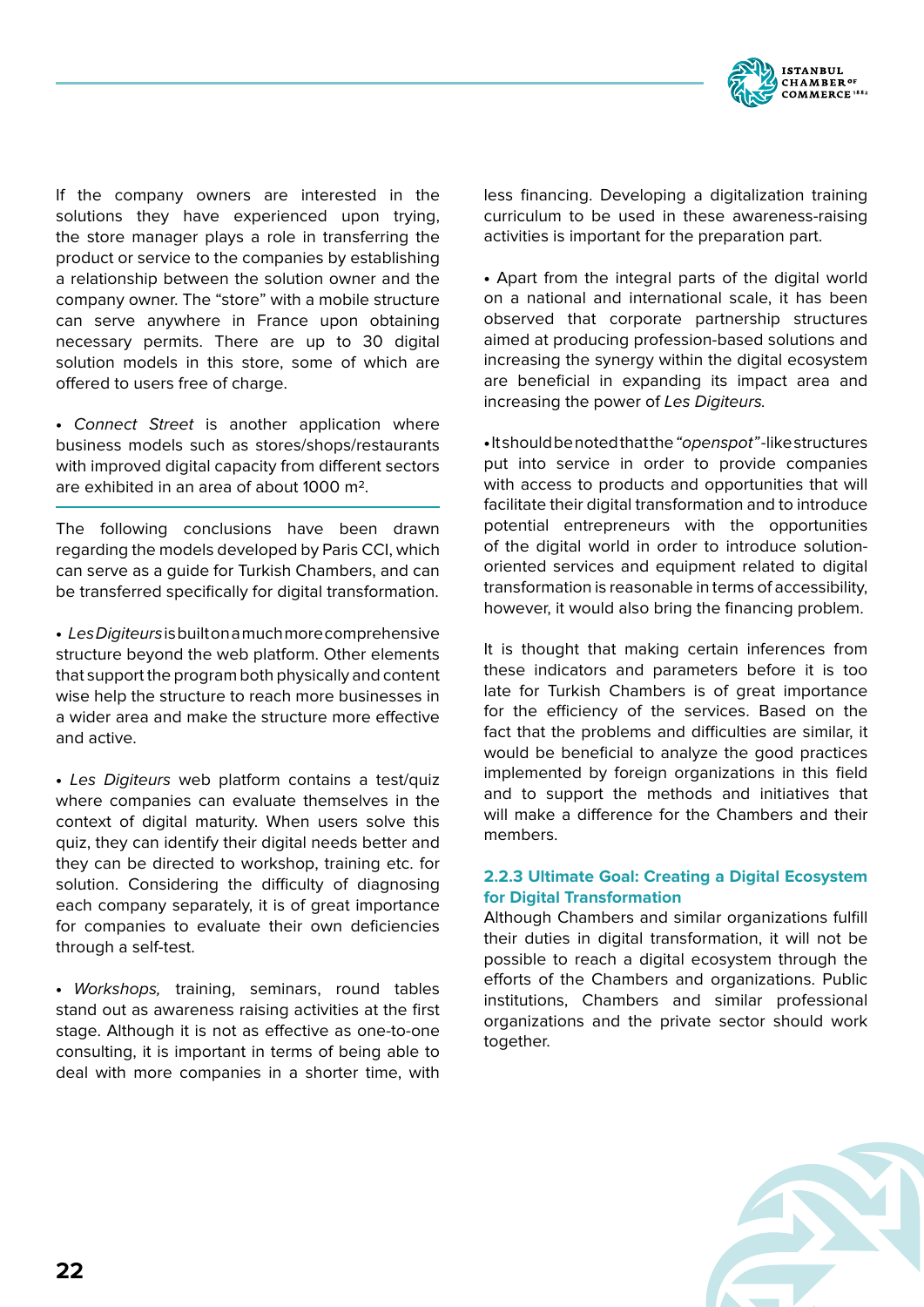If the company owners are interested in the solutions they have experienced upon trying, the store manager plays a role in transferring the product or service to the companies by establishing a relationship between the solution owner and the company owner. The “store” with a mobile structure can serve anywhere in France upon obtaining necessary permits. There are up to 30 digital solution models in this store, some of which are offered to users free of charge.

- *Connect Street* is another application where business models such as stores/shops/restaurants with improved digital capacity from different sectors are exhibited in an area of about 1000 m².

The following conclusions have been drawn regarding the models developed by Paris CCI, which can serve as a guide for Turkish Chambers, and can be transferred specifically for digital transformation.

- *Les Digiteurs* is built on a much more comprehensive structure beyond the web platform. Other elements that support the program both physically and content wise help the structure to reach more businesses in a wider area and make the structure more effective and active.

- *Les Digiteurs* web platform contains a test/quiz where companies can evaluate themselves in the context of digital maturity. When users solve this quiz, they can identify their digital needs better and they can be directed to workshop, training etc. for solution. Considering the difficulty of diagnosing each company separately, it is of great importance for companies to evaluate their own deficiencies through a self-test.

- *Workshops,* training, seminars, round tables stand out as awareness raising activities at the first stage. Although it is not as effective as one-to-one consulting, it is important in terms of being able to deal with more companies in a shorter time, with less financing. Developing a digitalization training curriculum to be used in these awareness-raising activities is important for the preparation part.

- Apart from the integral parts of the digital world on a national and international scale, it has been observed that corporate partnership structures aimed at producing profession-based solutions and increasing the synergy within the digital ecosystem are beneficial in expanding its impact area and increasing the power of *Les Digiteurs.*

- It should be noted that the *“openspot”*-like structures put into service in order to provide companies with access to products and opportunities that will facilitate their digital transformation and to introduce potential entrepreneurs with the opportunities of the digital world in order to introduce solution-oriented services and equipment related to digital transformation is reasonable in terms of accessibility, however, it would also bring the financing problem.

It is thought that making certain inferences from these indicators and parameters before it is too late for Turkish Chambers is of great importance for the efficiency of the services. Based on the fact that the problems and difficulties are similar, it would be beneficial to analyze the good practices implemented by foreign organizations in this field and to support the methods and initiatives that will make a difference for the Chambers and their members.

### 2.2.3 Ultimate Goal: Creating a Digital Ecosystem for Digital Transformation

Although Chambers and similar organizations fulfill their duties in digital transformation, it will not be possible to reach a digital ecosystem through the efforts of the Chambers and organizations. Public institutions, Chambers and similar professional organizations and the private sector should work together.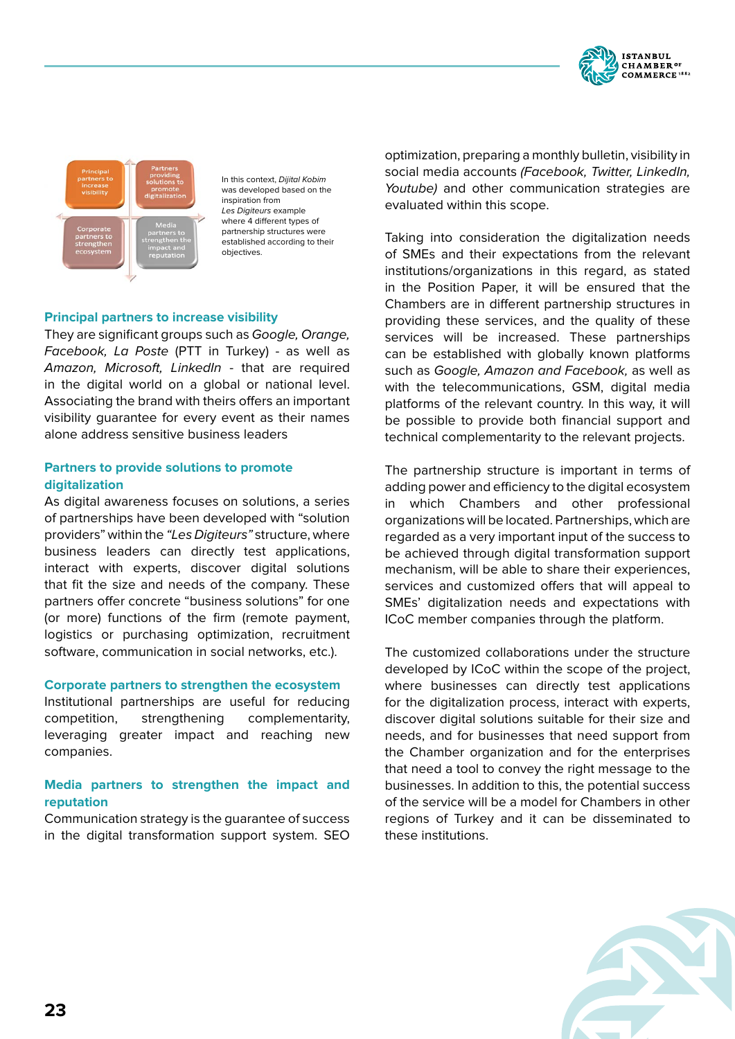Principal partners to increase visibility

Partners providing solutions to promote digitalization

Corporate partners to strengthen ecosystem

Media partners to strengthen the impact and reputation

In this context, *Dijital Kobim* was developed based on the inspiration from *Les Digiteurs* example where 4 different types of partnership structures were established according to their objectives.

### Principal partners to increase visibility

They are significant groups such as *Google, Orange, Facebook, La Poste* (PTT in Turkey) - as well as *Amazon, Microsoft, LinkedIn* - that are required in the digital world on a global or national level. Associating the brand with theirs offers an important visibility guarantee for every event as their names alone address sensitive business leaders

### Partners to provide solutions to promote digitalization

As digital awareness focuses on solutions, a series of partnerships have been developed with "solution providers" within the *"Les Digiteurs"* structure, where business leaders can directly test applications, interact with experts, discover digital solutions that fit the size and needs of the company. These partners offer concrete "business solutions" for one (or more) functions of the firm (remote payment, logistics or purchasing optimization, recruitment software, communication in social networks, etc.).

### Corporate partners to strengthen the ecosystem

Institutional partnerships are useful for reducing competition, strengthening complementarity, leveraging greater impact and reaching new companies.

### Media partners to strengthen the impact and reputation

Communication strategy is the guarantee of success in the digital transformation support system. SEO optimization, preparing a monthly bulletin, visibility in social media accounts *(Facebook, Twitter, LinkedIn, Youtube)* and other communication strategies are evaluated within this scope.

Taking into consideration the digitalization needs of SMEs and their expectations from the relevant institutions/organizations in this regard, as stated in the Position Paper, it will be ensured that the Chambers are in different partnership structures in providing these services, and the quality of these services will be increased. These partnerships can be established with globally known platforms such as *Google, Amazon and Facebook,* as well as with the telecommunications, GSM, digital media platforms of the relevant country. In this way, it will be possible to provide both financial support and technical complementarity to the relevant projects.

The partnership structure is important in terms of adding power and efficiency to the digital ecosystem in which Chambers and other professional organizations will be located. Partnerships, which are regarded as a very important input of the success to be achieved through digital transformation support mechanism, will be able to share their experiences, services and customized offers that will appeal to SMEs' digitalization needs and expectations with ICoC member companies through the platform.

The customized collaborations under the structure developed by ICoC within the scope of the project, where businesses can directly test applications for the digitalization process, interact with experts, discover digital solutions suitable for their size and needs, and for businesses that need support from the Chamber organization and for the enterprises that need a tool to convey the right message to the businesses. In addition to this, the potential success of the service will be a model for Chambers in other regions of Turkey and it can be disseminated to these institutions.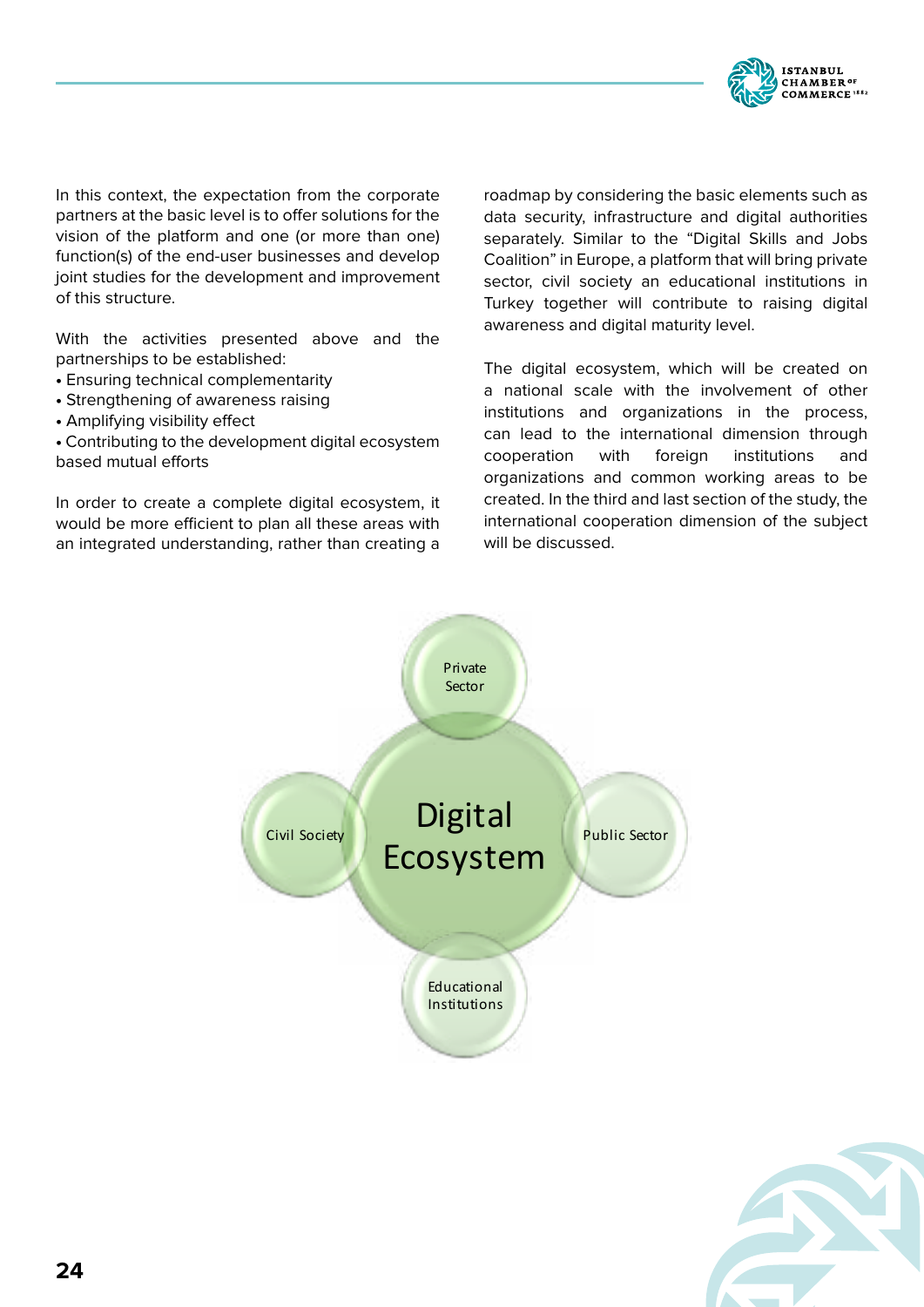In this context, the expectation from the corporate partners at the basic level is to offer solutions for the vision of the platform and one (or more than one) function(s) of the end-user businesses and develop joint studies for the development and improvement of this structure.

With the activities presented above and the partnerships to be established:

- Ensuring technical complementarity
- Strengthening of awareness raising
- Amplifying visibility effect
- Contributing to the development digital ecosystem based mutual efforts

In order to create a complete digital ecosystem, it would be more efficient to plan all these areas with an integrated understanding, rather than creating a roadmap by considering the basic elements such as data security, infrastructure and digital authorities separately. Similar to the "Digital Skills and Jobs Coalition" in Europe, a platform that will bring private sector, civil society an educational institutions in Turkey together will contribute to raising digital awareness and digital maturity level.

The digital ecosystem, which will be created on a national scale with the involvement of other institutions and organizations in the process, can lead to the international dimension through cooperation with foreign institutions and organizations and common working areas to be created. In the third and last section of the study, the international cooperation dimension of the subject will be discussed.

Digital Ecosystem

Private Sector

Civil Society

Public Sector

Educational Institutions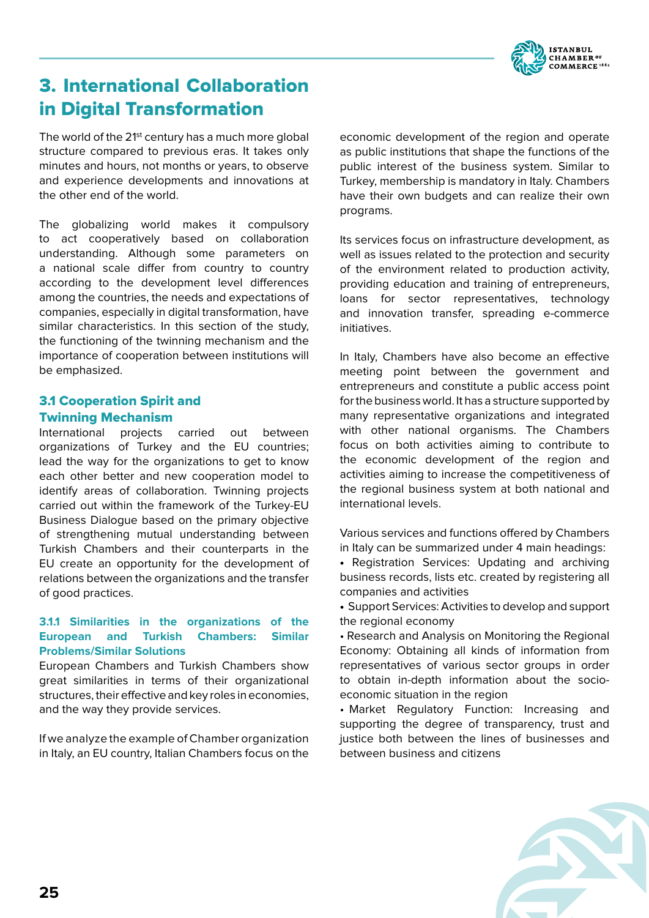# 3. International Collaboration in Digital Transformation

The world of the 21st century has a much more global structure compared to previous eras. It takes only minutes and hours, not months or years, to observe and experience developments and innovations at the other end of the world.

The globalizing world makes it compulsory to act cooperatively based on collaboration understanding. Although some parameters on a national scale differ from country to country according to the development level differences among the countries, the needs and expectations of companies, especially in digital transformation, have similar characteristics. In this section of the study, the functioning of the twinning mechanism and the importance of cooperation between institutions will be emphasized.

## 3.1 Cooperation Spirit and Twinning Mechanism

International projects carried out between organizations of Turkey and the EU countries; lead the way for the organizations to get to know each other better and new cooperation model to identify areas of collaboration. Twinning projects carried out within the framework of the Turkey-EU Business Dialogue based on the primary objective of strengthening mutual understanding between Turkish Chambers and their counterparts in the EU create an opportunity for the development of relations between the organizations and the transfer of good practices.

### 3.1.1 Similarities in the organizations of the European and Turkish Chambers: Similar Problems/Similar Solutions

European Chambers and Turkish Chambers show great similarities in terms of their organizational structures, their effective and key roles in economies, and the way they provide services.

If we analyze the example of Chamber organization in Italy, an EU country, Italian Chambers focus on the economic development of the region and operate as public institutions that shape the functions of the public interest of the business system. Similar to Turkey, membership is mandatory in Italy. Chambers have their own budgets and can realize their own programs.

Its services focus on infrastructure development, as well as issues related to the protection and security of the environment related to production activity, providing education and training of entrepreneurs, loans for sector representatives, technology and innovation transfer, spreading e-commerce initiatives.

In Italy, Chambers have also become an effective meeting point between the government and entrepreneurs and constitute a public access point for the business world. It has a structure supported by many representative organizations and integrated with other national organisms. The Chambers focus on both activities aiming to contribute to the economic development of the region and activities aiming to increase the competitiveness of the regional business system at both national and international levels.

Various services and functions offered by Chambers in Italy can be summarized under 4 main headings:

- Registration Services: Updating and archiving business records, lists etc. created by registering all companies and activities
- Support Services: Activities to develop and support the regional economy
- Research and Analysis on Monitoring the Regional Economy: Obtaining all kinds of information from representatives of various sector groups in order to obtain in-depth information about the socio-economic situation in the region
- Market Regulatory Function: Increasing and supporting the degree of transparency, trust and justice both between the lines of businesses and between business and citizens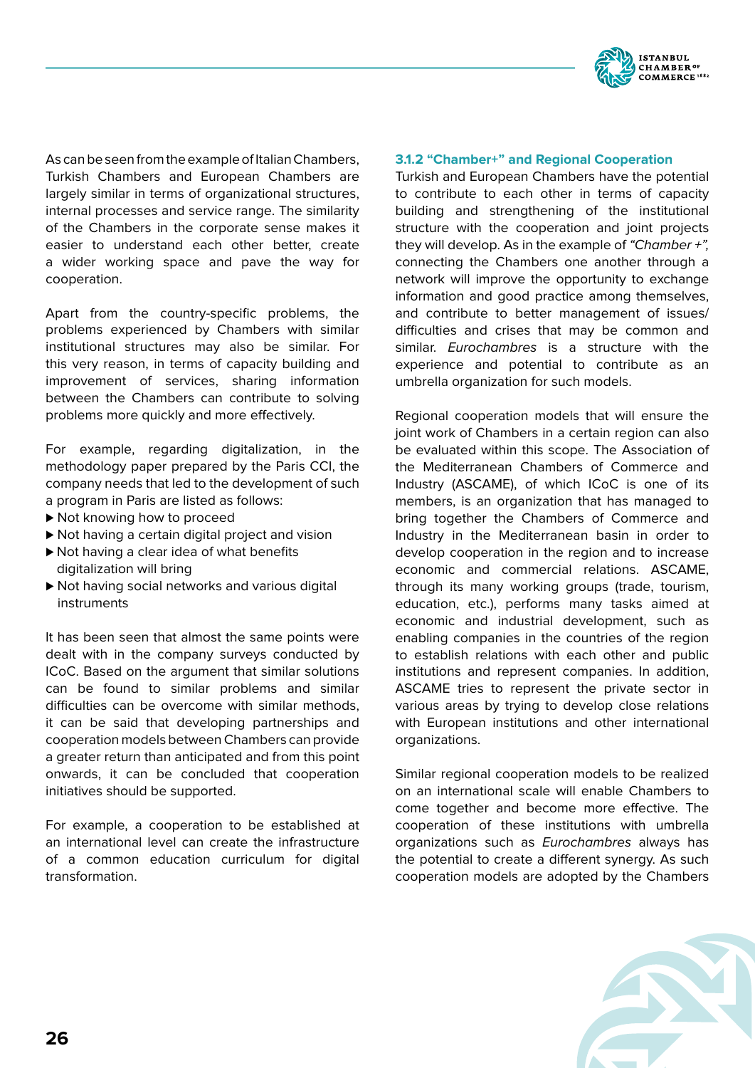As can be seen from the example of Italian Chambers, Turkish Chambers and European Chambers are largely similar in terms of organizational structures, internal processes and service range. The similarity of the Chambers in the corporate sense makes it easier to understand each other better, create a wider working space and pave the way for cooperation.

Apart from the country-specific problems, the problems experienced by Chambers with similar institutional structures may also be similar. For this very reason, in terms of capacity building and improvement of services, sharing information between the Chambers can contribute to solving problems more quickly and more effectively.

For example, regarding digitalization, in the methodology paper prepared by the Paris CCI, the company needs that led to the development of such a program in Paris are listed as follows:

- Not knowing how to proceed
- Not having a certain digital project and vision
- Not having a clear idea of what benefits digitalization will bring
- Not having social networks and various digital instruments

It has been seen that almost the same points were dealt with in the company surveys conducted by ICoC. Based on the argument that similar solutions can be found to similar problems and similar difficulties can be overcome with similar methods, it can be said that developing partnerships and cooperation models between Chambers can provide a greater return than anticipated and from this point onwards, it can be concluded that cooperation initiatives should be supported.

For example, a cooperation to be established at an international level can create the infrastructure of a common education curriculum for digital transformation.

### 3.1.2 “Chamber+” and Regional Cooperation

Turkish and European Chambers have the potential to contribute to each other in terms of capacity building and strengthening of the institutional structure with the cooperation and joint projects they will develop. As in the example of *“Chamber +”*, connecting the Chambers one another through a network will improve the opportunity to exchange information and good practice among themselves, and contribute to better management of issues/ difficulties and crises that may be common and similar. *Eurochambres* is a structure with the experience and potential to contribute as an umbrella organization for such models.

Regional cooperation models that will ensure the joint work of Chambers in a certain region can also be evaluated within this scope. The Association of the Mediterranean Chambers of Commerce and Industry (ASCAME), of which ICoC is one of its members, is an organization that has managed to bring together the Chambers of Commerce and Industry in the Mediterranean basin in order to develop cooperation in the region and to increase economic and commercial relations. ASCAME, through its many working groups (trade, tourism, education, etc.), performs many tasks aimed at economic and industrial development, such as enabling companies in the countries of the region to establish relations with each other and public institutions and represent companies. In addition, ASCAME tries to represent the private sector in various areas by trying to develop close relations with European institutions and other international organizations.

Similar regional cooperation models to be realized on an international scale will enable Chambers to come together and become more effective. The cooperation of these institutions with umbrella organizations such as *Eurochambres* always has the potential to create a different synergy. As such cooperation models are adopted by the Chambers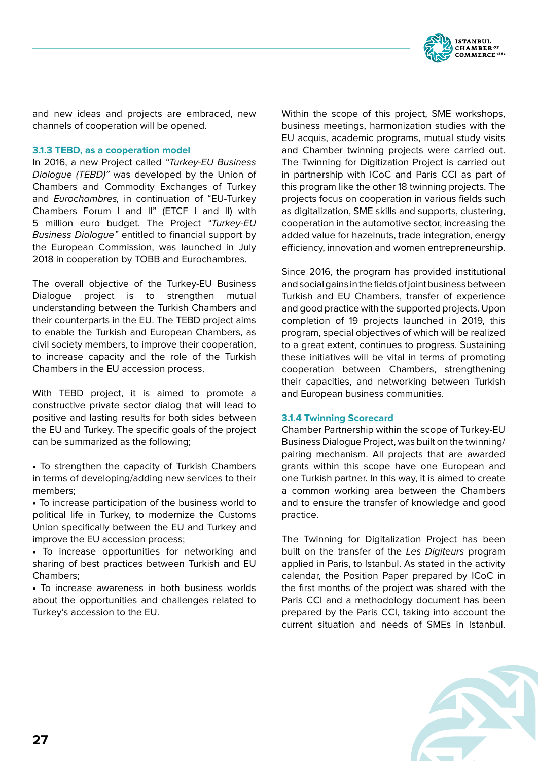and new ideas and projects are embraced, new channels of cooperation will be opened.

### 3.1.3 TEBD, as a cooperation model

In 2016, a new Project called *"Turkey-EU Business Dialogue (TEBD)"* was developed by the Union of Chambers and Commodity Exchanges of Turkey and *Eurochambres,* in continuation of "EU-Turkey Chambers Forum I and II" (ETCF I and II) with 5 million euro budget. The Project *"Turkey-EU Business Dialogue"* entitled to financial support by the European Commission, was launched in July 2018 in cooperation by TOBB and Eurochambres.

The overall objective of the Turkey-EU Business Dialogue project is to strengthen mutual understanding between the Turkish Chambers and their counterparts in the EU. The TEBD project aims to enable the Turkish and European Chambers, as civil society members, to improve their cooperation, to increase capacity and the role of the Turkish Chambers in the EU accession process.

With TEBD project, it is aimed to promote a constructive private sector dialog that will lead to positive and lasting results for both sides between the EU and Turkey. The specific goals of the project can be summarized as the following;

- To strengthen the capacity of Turkish Chambers in terms of developing/adding new services to their members;
- To increase participation of the business world to political life in Turkey, to modernize the Customs Union specifically between the EU and Turkey and improve the EU accession process;
- To increase opportunities for networking and sharing of best practices between Turkish and EU Chambers;
- To increase awareness in both business worlds about the opportunities and challenges related to Turkey's accession to the EU.

Within the scope of this project, SME workshops, business meetings, harmonization studies with the EU acquis, academic programs, mutual study visits and Chamber twinning projects were carried out. The Twinning for Digitization Project is carried out in partnership with ICoC and Paris CCI as part of this program like the other 18 twinning projects. The projects focus on cooperation in various fields such as digitalization, SME skills and supports, clustering, cooperation in the automotive sector, increasing the added value for hazelnuts, trade integration, energy efficiency, innovation and women entrepreneurship.

Since 2016, the program has provided institutional and social gains in the fields of joint business between Turkish and EU Chambers, transfer of experience and good practice with the supported projects. Upon completion of 19 projects launched in 2019, this program, special objectives of which will be realized to a great extent, continues to progress. Sustaining these initiatives will be vital in terms of promoting cooperation between Chambers, strengthening their capacities, and networking between Turkish and European business communities.

### 3.1.4 Twinning Scorecard

Chamber Partnership within the scope of Turkey-EU Business Dialogue Project, was built on the twinning/pairing mechanism. All projects that are awarded grants within this scope have one European and one Turkish partner. In this way, it is aimed to create a common working area between the Chambers and to ensure the transfer of knowledge and good practice.

The Twinning for Digitalization Project has been built on the transfer of the *Les Digiteurs* program applied in Paris, to Istanbul. As stated in the activity calendar, the Position Paper prepared by ICoC in the first months of the project was shared with the Paris CCI and a methodology document has been prepared by the Paris CCI, taking into account the current situation and needs of SMEs in Istanbul.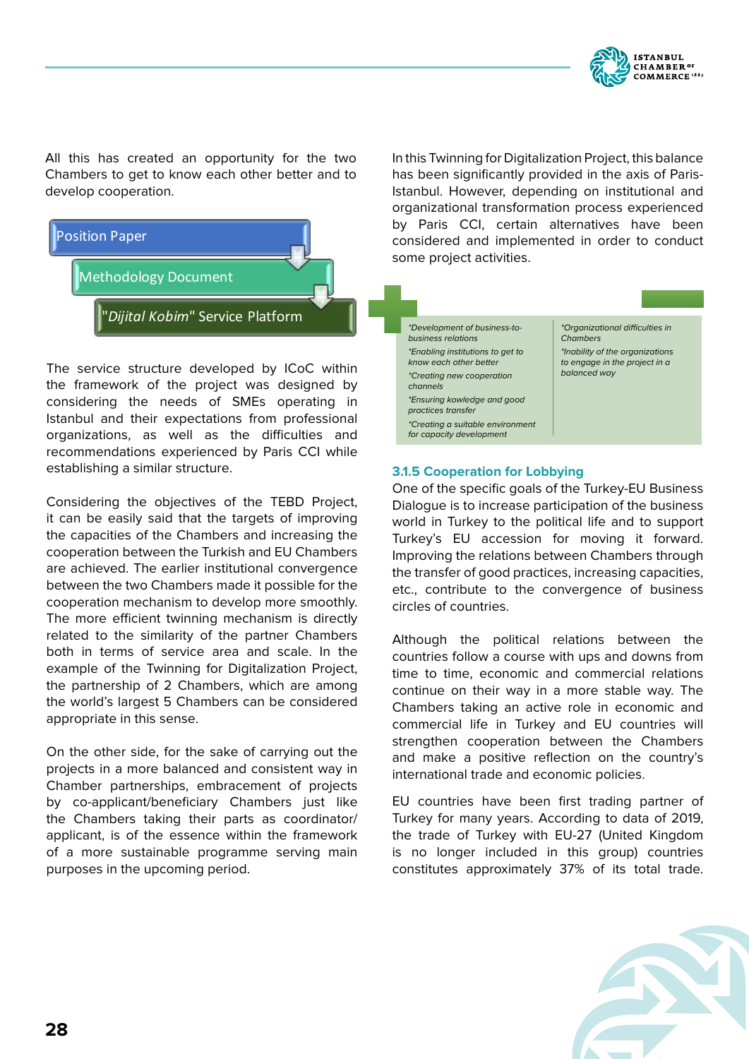All this has created an opportunity for the two Chambers to get to know each other better and to develop cooperation.

- Position Paper
- Methodology Document
- "*Dijital Kobim*" Service Platform

The service structure developed by ICoC within the framework of the project was designed by considering the needs of SMEs operating in Istanbul and their expectations from professional organizations, as well as the difficulties and recommendations experienced by Paris CCI while establishing a similar structure.

Considering the objectives of the TEBD Project, it can be easily said that the targets of improving the capacities of the Chambers and increasing the cooperation between the Turkish and EU Chambers are achieved. The earlier institutional convergence between the two Chambers made it possible for the cooperation mechanism to develop more smoothly. The more efficient twinning mechanism is directly related to the similarity of the partner Chambers both in terms of service area and scale. In the example of the Twinning for Digitalization Project, the partnership of 2 Chambers, which are among the world's largest 5 Chambers can be considered appropriate in this sense.

On the other side, for the sake of carrying out the projects in a more balanced and consistent way in Chamber partnerships, embracement of projects by co-applicant/beneficiary Chambers just like the Chambers taking their parts as coordinator/applicant, is of the essence within the framework of a more sustainable programme serving main purposes in the upcoming period.

In this Twinning for Digitalization Project, this balance has been significantly provided in the axis of Paris-Istanbul. However, depending on institutional and organizational transformation process experienced by Paris CCI, certain alternatives have been considered and implemented in order to conduct some project activities.

| + | − |
|---|---|
| *Development of business-to-business relations | *Organizational difficulties in Chambers |
| *Enabling institutions to get to know each other better | *Inability of the organizations to engage in the project in a balanced way |
| *Creating new cooperation channels | |
| *Ensuring kowledge and good practices transfer | |
| *Creating a suitable environment for capacity development | |

### 3.1.5 Cooperation for Lobbying

One of the specific goals of the Turkey-EU Business Dialogue is to increase participation of the business world in Turkey to the political life and to support Turkey's EU accession for moving it forward. Improving the relations between Chambers through the transfer of good practices, increasing capacities, etc., contribute to the convergence of business circles of countries.

Although the political relations between the countries follow a course with ups and downs from time to time, economic and commercial relations continue on their way in a more stable way. The Chambers taking an active role in economic and commercial life in Turkey and EU countries will strengthen cooperation between the Chambers and make a positive reflection on the country's international trade and economic policies.

EU countries have been first trading partner of Turkey for many years. According to data of 2019, the trade of Turkey with EU-27 (United Kingdom is no longer included in this group) countries constitutes approximately 37% of its total trade.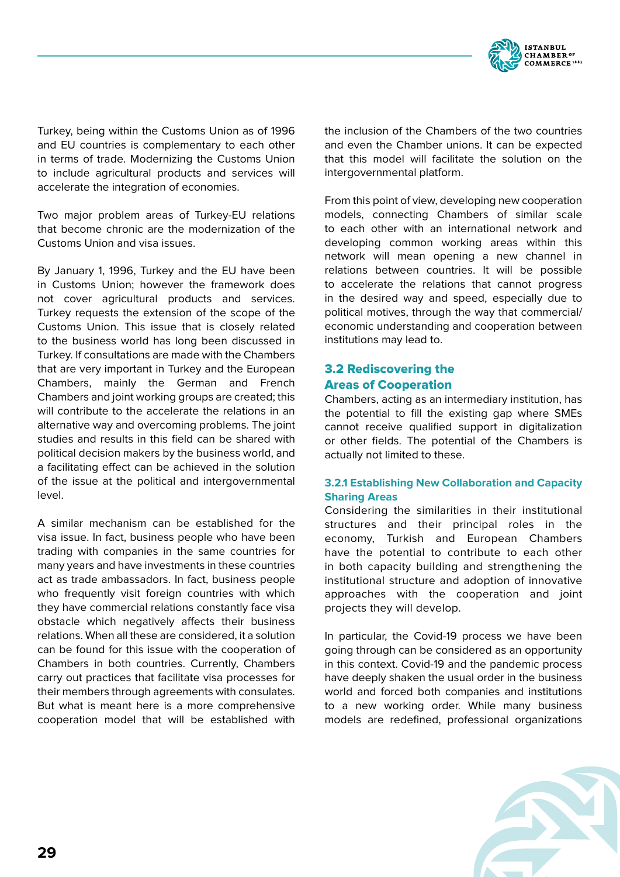Turkey, being within the Customs Union as of 1996 and EU countries is complementary to each other in terms of trade. Modernizing the Customs Union to include agricultural products and services will accelerate the integration of economies.

Two major problem areas of Turkey-EU relations that become chronic are the modernization of the Customs Union and visa issues.

By January 1, 1996, Turkey and the EU have been in Customs Union; however the framework does not cover agricultural products and services. Turkey requests the extension of the scope of the Customs Union. This issue that is closely related to the business world has long been discussed in Turkey. If consultations are made with the Chambers that are very important in Turkey and the European Chambers, mainly the German and French Chambers and joint working groups are created; this will contribute to the accelerate the relations in an alternative way and overcoming problems. The joint studies and results in this field can be shared with political decision makers by the business world, and a facilitating effect can be achieved in the solution of the issue at the political and intergovernmental level.

A similar mechanism can be established for the visa issue. In fact, business people who have been trading with companies in the same countries for many years and have investments in these countries act as trade ambassadors. In fact, business people who frequently visit foreign countries with which they have commercial relations constantly face visa obstacle which negatively affects their business relations. When all these are considered, it a solution can be found for this issue with the cooperation of Chambers in both countries. Currently, Chambers carry out practices that facilitate visa processes for their members through agreements with consulates. But what is meant here is a more comprehensive cooperation model that will be established with the inclusion of the Chambers of the two countries and even the Chamber unions. It can be expected that this model will facilitate the solution on the intergovernmental platform.

From this point of view, developing new cooperation models, connecting Chambers of similar scale to each other with an international network and developing common working areas within this network will mean opening a new channel in relations between countries. It will be possible to accelerate the relations that cannot progress in the desired way and speed, especially due to political motives, through the way that commercial/economic understanding and cooperation between institutions may lead to.

## 3.2 Rediscovering the Areas of Cooperation

Chambers, acting as an intermediary institution, has the potential to fill the existing gap where SMEs cannot receive qualified support in digitalization or other fields. The potential of the Chambers is actually not limited to these.

### 3.2.1 Establishing New Collaboration and Capacity Sharing Areas

Considering the similarities in their institutional structures and their principal roles in the economy, Turkish and European Chambers have the potential to contribute to each other in both capacity building and strengthening the institutional structure and adoption of innovative approaches with the cooperation and joint projects they will develop.

In particular, the Covid-19 process we have been going through can be considered as an opportunity in this context. Covid-19 and the pandemic process have deeply shaken the usual order in the business world and forced both companies and institutions to a new working order. While many business models are redefined, professional organizations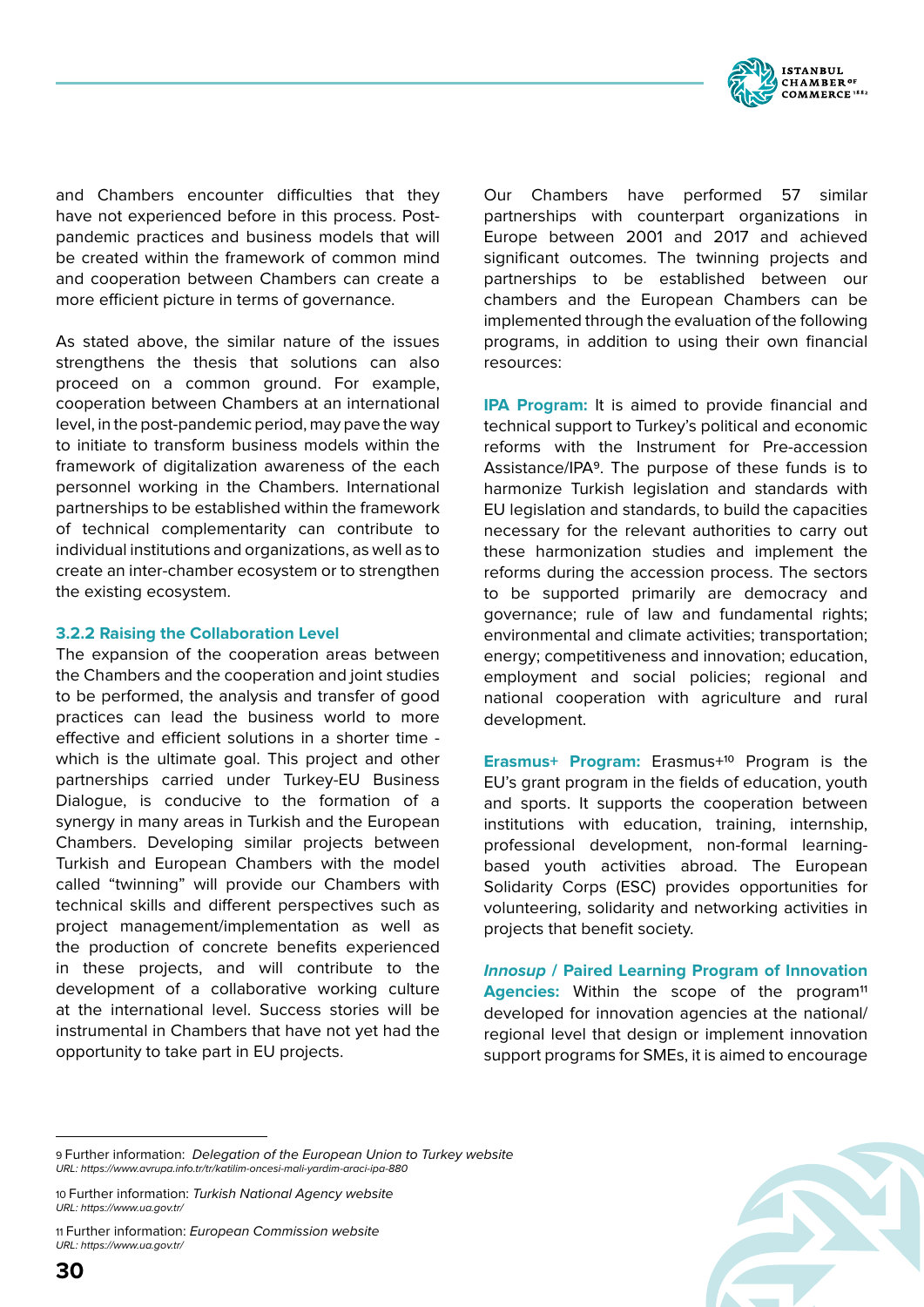and Chambers encounter difficulties that they have not experienced before in this process. Post-pandemic practices and business models that will be created within the framework of common mind and cooperation between Chambers can create a more efficient picture in terms of governance.

As stated above, the similar nature of the issues strengthens the thesis that solutions can also proceed on a common ground. For example, cooperation between Chambers at an international level, in the post-pandemic period, may pave the way to initiate to transform business models within the framework of digitalization awareness of the each personnel working in the Chambers. International partnerships to be established within the framework of technical complementarity can contribute to individual institutions and organizations, as well as to create an inter-chamber ecosystem or to strengthen the existing ecosystem.

### 3.2.2 Raising the Collaboration Level

The expansion of the cooperation areas between the Chambers and the cooperation and joint studies to be performed, the analysis and transfer of good practices can lead the business world to more effective and efficient solutions in a shorter time - which is the ultimate goal. This project and other partnerships carried under Turkey-EU Business Dialogue, is conducive to the formation of a synergy in many areas in Turkish and the European Chambers. Developing similar projects between Turkish and European Chambers with the model called "twinning" will provide our Chambers with technical skills and different perspectives such as project management/implementation as well as the production of concrete benefits experienced in these projects, and will contribute to the development of a collaborative working culture at the international level. Success stories will be instrumental in Chambers that have not yet had the opportunity to take part in EU projects.

Our Chambers have performed 57 similar partnerships with counterpart organizations in Europe between 2001 and 2017 and achieved significant outcomes. The twinning projects and partnerships to be established between our chambers and the European Chambers can be implemented through the evaluation of the following programs, in addition to using their own financial resources:

**IPA Program:** It is aimed to provide financial and technical support to Turkey's political and economic reforms with the Instrument for Pre-accession Assistance/IPA[9]. The purpose of these funds is to harmonize Turkish legislation and standards with EU legislation and standards, to build the capacities necessary for the relevant authorities to carry out these harmonization studies and implement the reforms during the accession process. The sectors to be supported primarily are democracy and governance; rule of law and fundamental rights; environmental and climate activities; transportation; energy; competitiveness and innovation; education, employment and social policies; regional and national cooperation with agriculture and rural development.

**Erasmus+ Program:** Erasmus+[10] Program is the EU's grant program in the fields of education, youth and sports. It supports the cooperation between institutions with education, training, internship, professional development, non-formal learning-based youth activities abroad. The European Solidarity Corps (ESC) provides opportunities for volunteering, solidarity and networking activities in projects that benefit society.

***Innosup* / Paired Learning Program of Innovation Agencies:** Within the scope of the program[11] developed for innovation agencies at the national/regional level that design or implement innovation support programs for SMEs, it is aimed to encourage

---

9 Further information: *Delegation of the European Union to Turkey website*
*URL: https://www.avrupa.info.tr/tr/katilim-oncesi-mali-yardim-araci-ipa-880*

10 Further information: *Turkish National Agency website*
*URL: https://www.ua.gov.tr/*

11 Further information: *European Commission website*
*URL: https://www.ua.gov.tr/*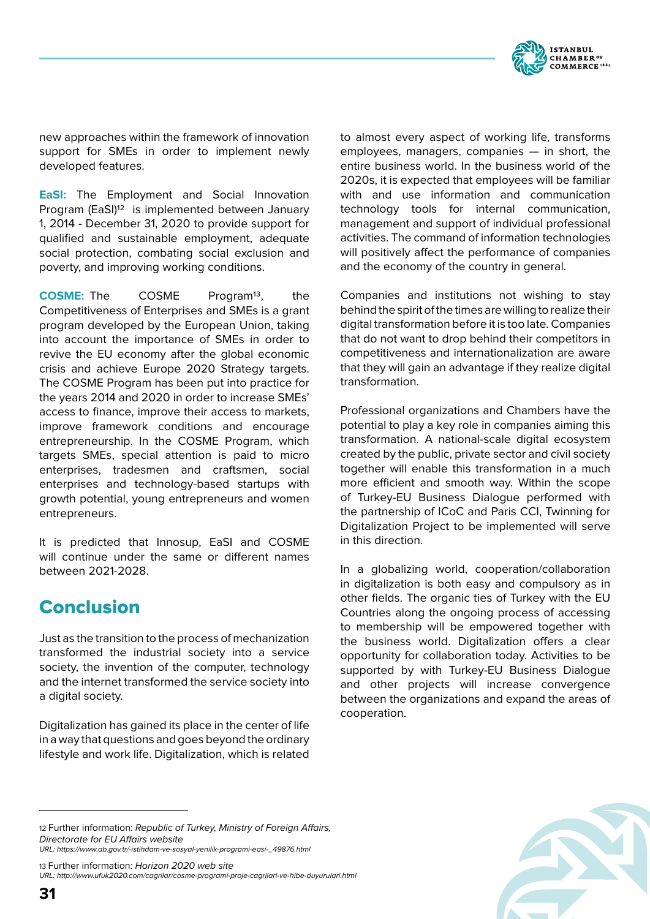new approaches within the framework of innovation support for SMEs in order to implement newly developed features.

**EaSI:** The Employment and Social Innovation Program (EaSI)[12] is implemented between January 1, 2014 - December 31, 2020 to provide support for qualified and sustainable employment, adequate social protection, combating social exclusion and poverty, and improving working conditions.

**COSME:** The COSME Program[13], the Competitiveness of Enterprises and SMEs is a grant program developed by the European Union, taking into account the importance of SMEs in order to revive the EU economy after the global economic crisis and achieve Europe 2020 Strategy targets. The COSME Program has been put into practice for the years 2014 and 2020 in order to increase SMEs' access to finance, improve their access to markets, improve framework conditions and encourage entrepreneurship. In the COSME Program, which targets SMEs, special attention is paid to micro enterprises, tradesmen and craftsmen, social enterprises and technology-based startups with growth potential, young entrepreneurs and women entrepreneurs.

It is predicted that Innosup, EaSI and COSME will continue under the same or different names between 2021-2028.

## Conclusion

Just as the transition to the process of mechanization transformed the industrial society into a service society, the invention of the computer, technology and the internet transformed the service society into a digital society.

Digitalization has gained its place in the center of life in a way that questions and goes beyond the ordinary lifestyle and work life. Digitalization, which is related to almost every aspect of working life, transforms employees, managers, companies — in short, the entire business world. In the business world of the 2020s, it is expected that employees will be familiar with and use information and communication technology tools for internal communication, management and support of individual professional activities. The command of information technologies will positively affect the performance of companies and the economy of the country in general.

Companies and institutions not wishing to stay behind the spirit of the times are willing to realize their digital transformation before it is too late. Companies that do not want to drop behind their competitors in competitiveness and internationalization are aware that they will gain an advantage if they realize digital transformation.

Professional organizations and Chambers have the potential to play a key role in companies aiming this transformation. A national-scale digital ecosystem created by the public, private sector and civil society together will enable this transformation in a much more efficient and smooth way. Within the scope of Turkey-EU Business Dialogue performed with the partnership of ICoC and Paris CCI, Twinning for Digitalization Project to be implemented will serve in this direction.

In a globalizing world, cooperation/collaboration in digitalization is both easy and compulsory as in other fields. The organic ties of Turkey with the EU Countries along the ongoing process of accessing to membership will be empowered together with the business world. Digitalization offers a clear opportunity for collaboration today. Activities to be supported by with Turkey-EU Business Dialogue and other projects will increase convergence between the organizations and expand the areas of cooperation.

---

12 Further information: *Republic of Turkey, Ministry of Foreign Affairs, Directorate for EU Affairs website*
*URL: https://www.ab.gov.tr/-istihdam-ve-sosyal-yenilik-programi-easi-_49876.html*

13 Further information: *Horizon 2020 web site*
*URL: http://www.ufuk2020.com/cagrilar/cosme-programi-proje-cagrilari-ve-hibe-duyurulari.html*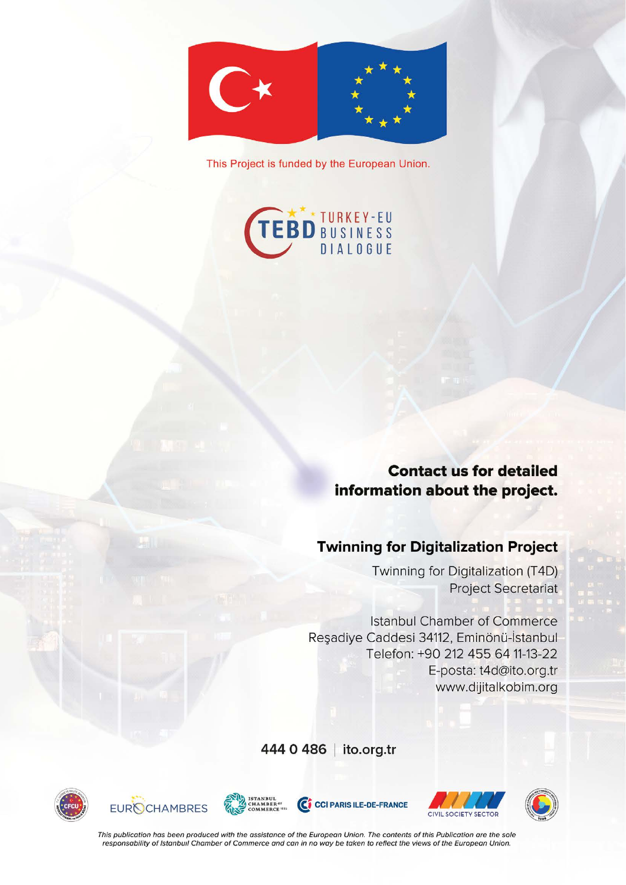This Project is funded by the European Union.

TEBD TURKEY-EU BUSINESS DIALOGUE

## Contact us for detailed information about the project.

### Twinning for Digitalization Project

Twinning for Digitalization (T4D)
Project Secretariat

Istanbul Chamber of Commerce
Reşadiye Caddesi 34112, Eminönü-İstanbul
Telefon: +90 212 455 64 11-13-22
E-posta: t4d@ito.org.tr
www.dijitalkobim.org

**444 0 486 | ito.org.tr**

CFCU · EUROCHAMBRES · ISTANBUL CHAMBER OF COMMERCE · CCI PARIS ILE-DE-FRANCE · CIVIL SOCIETY SECTOR · TOBB

*This publication has been produced with the assistance of the European Union. The contents of this Publication are the sole responsability of Istanbul Chamber of Commerce and can in no way be taken to reflect the views of the European Union.*